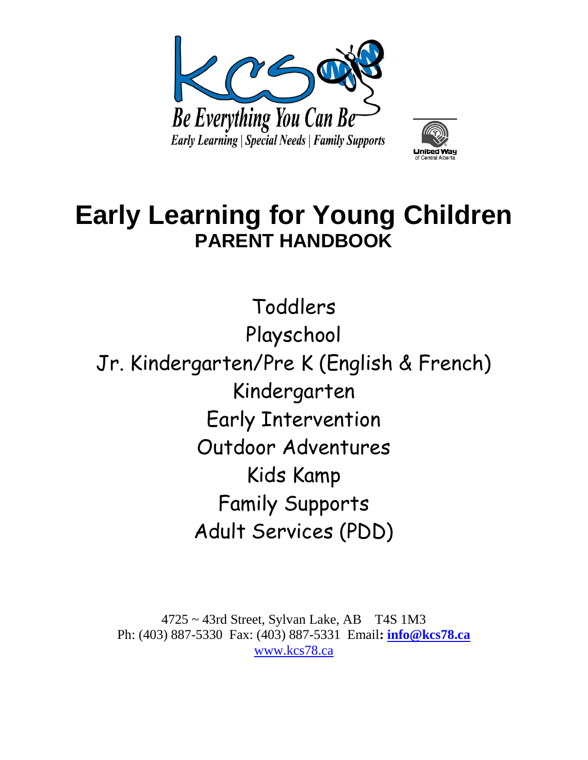Be Everything You Can Be

*Early Learning | Special Needs | Family Supports*

# Early Learning for Young Children

## PARENT HANDBOOK

Toddlers

Playschool

Jr. Kindergarten/Pre K (English & French)

Kindergarten

Early Intervention

Outdoor Adventures

Kids Kamp

Family Supports

Adult Services (PDD)

4725 ~ 43rd Street, Sylvan Lake, AB T4S 1M3

Ph: (403) 887-5330 Fax: (403) 887-5331 Email: **info@kcs78.ca**

www.kcs78.ca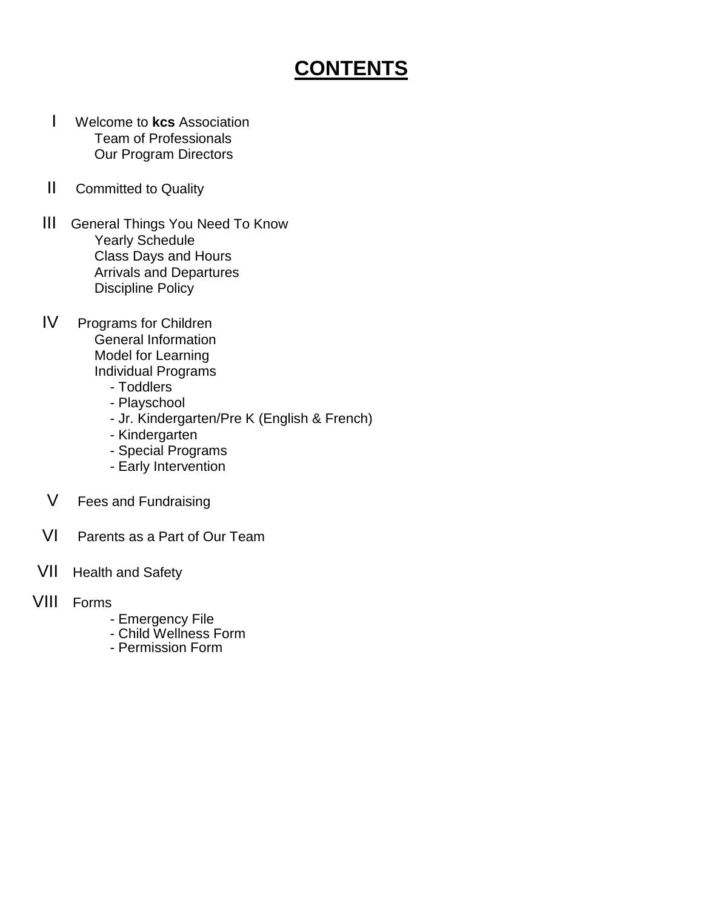# CONTENTS

I Welcome to **kcs** Association
- Team of Professionals
- Our Program Directors

II Committed to Quality

III General Things You Need To Know
- Yearly Schedule
- Class Days and Hours
- Arrivals and Departures
- Discipline Policy

IV Programs for Children
- General Information
- Model for Learning
- Individual Programs
  - Toddlers
  - Playschool
  - Jr. Kindergarten/Pre K (English & French)
  - Kindergarten
  - Special Programs
  - Early Intervention

V Fees and Fundraising

VI Parents as a Part of Our Team

VII Health and Safety

VIII Forms
- Emergency File
- Child Wellness Form
- Permission Form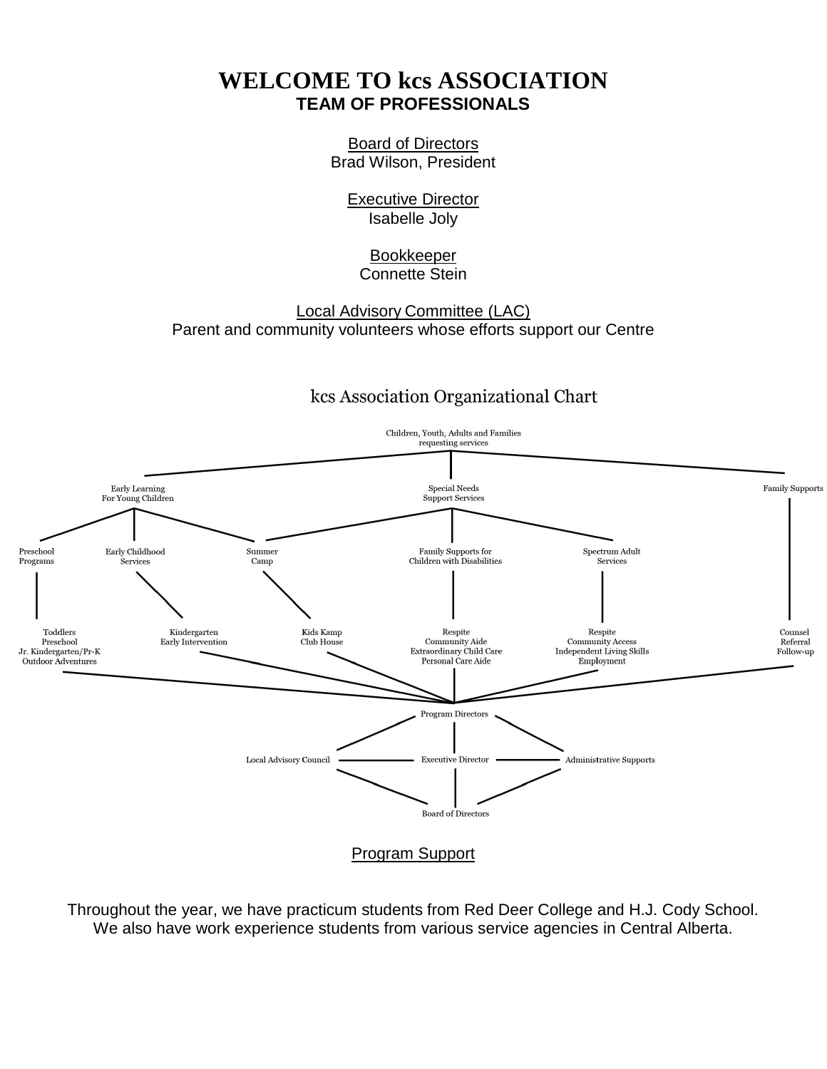# WELCOME TO kcs ASSOCIATION

## TEAM OF PROFESSIONALS

Board of Directors
Brad Wilson, President

Executive Director
Isabelle Joly

Bookkeeper
Connette Stein

Local Advisory Committee (LAC)
Parent and community volunteers whose efforts support our Centre

### kcs Association Organizational Chart

Children, Youth, Adults and Families requesting services

- Early Learning For Young Children
  - Preschool Programs
    - Toddlers
    - Preschool
    - Jr. Kindergarten/Pr-K
    - Outdoor Adventures
  - Early Childhood Services
    - Kindergarten
    - Early Intervention
  - Summer Camp
    - Kids Kamp
    - Club House
- Special Needs Support Services
  - Summer Camp
  - Family Supports for Children with Disabilities
    - Respite
    - Community Aide
    - Extraordinary Child Care
    - Personal Care Aide
  - Spectrum Adult Services
    - Respite
    - Community Access
    - Independent Living Skills
    - Employment
- Family Supports
  - Counsel
  - Referral
  - Follow-up

Program Directors

Local Advisory Council — Executive Director — Administrative Supports

Board of Directors

Program Support

Throughout the year, we have practicum students from Red Deer College and H.J. Cody School. We also have work experience students from various service agencies in Central Alberta.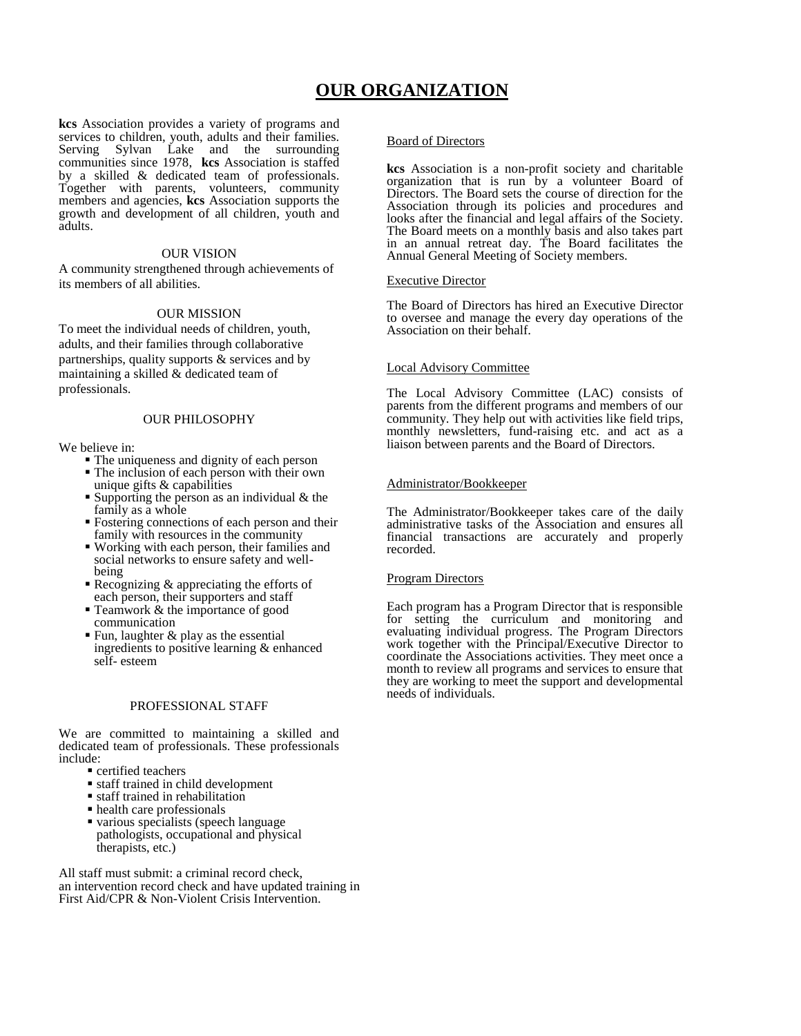# OUR ORGANIZATION

**kcs** Association provides a variety of programs and services to children, youth, adults and their families. Serving Sylvan Lake and the surrounding communities since 1978, **kcs** Association is staffed by a skilled & dedicated team of professionals. Together with parents, volunteers, community members and agencies, **kcs** Association supports the growth and development of all children, youth and adults.

### OUR VISION

A community strengthened through achievements of its members of all abilities.

### OUR MISSION

To meet the individual needs of children, youth, adults, and their families through collaborative partnerships, quality supports & services and by maintaining a skilled & dedicated team of professionals.

### OUR PHILOSOPHY

We believe in:

- The uniqueness and dignity of each person
- The inclusion of each person with their own unique gifts & capabilities
- Supporting the person as an individual & the family as a whole
- Fostering connections of each person and their family with resources in the community
- Working with each person, their families and social networks to ensure safety and well-being
- Recognizing & appreciating the efforts of each person, their supporters and staff
- Teamwork & the importance of good communication
- Fun, laughter & play as the essential ingredients to positive learning & enhanced self- esteem

### PROFESSIONAL STAFF

We are committed to maintaining a skilled and dedicated team of professionals. These professionals include:

- certified teachers
- staff trained in child development
- staff trained in rehabilitation
- health care professionals
- various specialists (speech language pathologists, occupational and physical therapists, etc.)

All staff must submit: a criminal record check, an intervention record check and have updated training in First Aid/CPR & Non-Violent Crisis Intervention.

### Board of Directors

**kcs** Association is a non-profit society and charitable organization that is run by a volunteer Board of Directors. The Board sets the course of direction for the Association through its policies and procedures and looks after the financial and legal affairs of the Society. The Board meets on a monthly basis and also takes part in an annual retreat day. The Board facilitates the Annual General Meeting of Society members.

### Executive Director

The Board of Directors has hired an Executive Director to oversee and manage the every day operations of the Association on their behalf.

### Local Advisory Committee

The Local Advisory Committee (LAC) consists of parents from the different programs and members of our community. They help out with activities like field trips, monthly newsletters, fund-raising etc. and act as a liaison between parents and the Board of Directors.

### Administrator/Bookkeeper

The Administrator/Bookkeeper takes care of the daily administrative tasks of the Association and ensures all financial transactions are accurately and properly recorded.

### Program Directors

Each program has a Program Director that is responsible for setting the curriculum and monitoring and evaluating individual progress. The Program Directors work together with the Principal/Executive Director to coordinate the Associations activities. They meet once a month to review all programs and services to ensure that they are working to meet the support and developmental needs of individuals.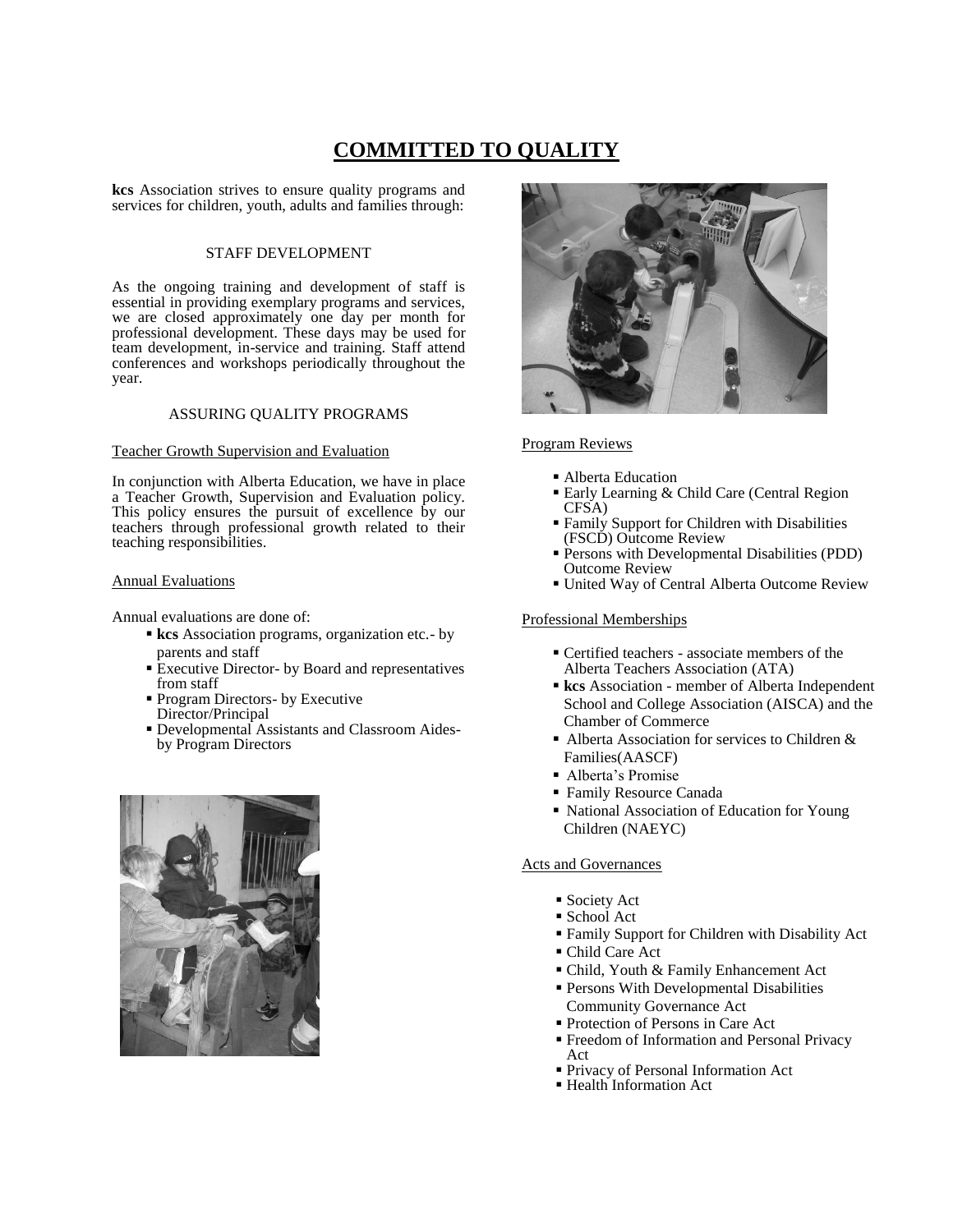# COMMITTED TO QUALITY

**kcs** Association strives to ensure quality programs and services for children, youth, adults and families through:

### STAFF DEVELOPMENT

As the ongoing training and development of staff is essential in providing exemplary programs and services, we are closed approximately one day per month for professional development. These days may be used for team development, in-service and training. Staff attend conferences and workshops periodically throughout the year.

### ASSURING QUALITY PROGRAMS

Teacher Growth Supervision and Evaluation

In conjunction with Alberta Education, we have in place a Teacher Growth, Supervision and Evaluation policy. This policy ensures the pursuit of excellence by our teachers through professional growth related to their teaching responsibilities.

Annual Evaluations

Annual evaluations are done of:

- **kcs** Association programs, organization etc.- by parents and staff
- Executive Director- by Board and representatives from staff
- Program Directors- by Executive Director/Principal
- Developmental Assistants and Classroom Aides- by Program Directors

Program Reviews

- Alberta Education
- Early Learning & Child Care (Central Region CFSA)
- Family Support for Children with Disabilities (FSCD) Outcome Review
- Persons with Developmental Disabilities (PDD) Outcome Review
- United Way of Central Alberta Outcome Review

Professional Memberships

- Certified teachers - associate members of the Alberta Teachers Association (ATA)
- **kcs** Association - member of Alberta Independent School and College Association (AISCA) and the Chamber of Commerce
- Alberta Association for services to Children & Families(AASCF)
- Alberta's Promise
- Family Resource Canada
- National Association of Education for Young Children (NAEYC)

Acts and Governances

- Society Act
- School Act
- Family Support for Children with Disability Act
- Child Care Act
- Child, Youth & Family Enhancement Act
- Persons With Developmental Disabilities Community Governance Act
- Protection of Persons in Care Act
- Freedom of Information and Personal Privacy Act
- Privacy of Personal Information Act
- Health Information Act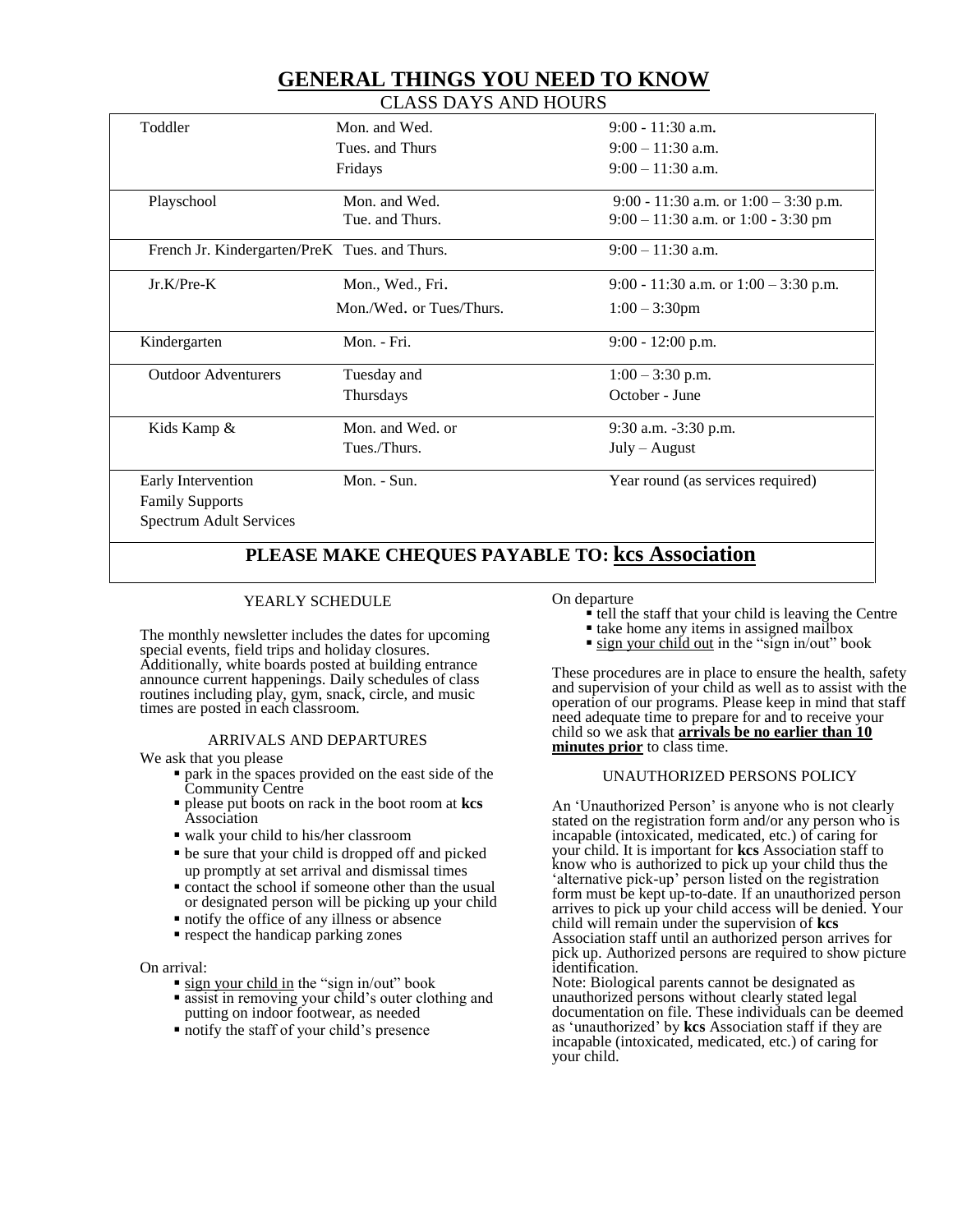# GENERAL THINGS YOU NEED TO KNOW

## CLASS DAYS AND HOURS

| Program | Days | Hours |
|---|---|---|
| Toddler | Mon. and Wed.<br>Tues. and Thurs<br>Fridays | 9:00 - 11:30 a.m.<br>9:00 – 11:30 a.m.<br>9:00 – 11:30 a.m. |
| Playschool | Mon. and Wed.<br>Tue. and Thurs. | 9:00 - 11:30 a.m. or 1:00 – 3:30 p.m.<br>9:00 – 11:30 a.m. or 1:00 - 3:30 pm |
| French Jr. Kindergarten/PreK | Tues. and Thurs. | 9:00 – 11:30 a.m. |
| Jr.K/Pre-K | Mon., Wed., Fri.<br>Mon./Wed. or Tues/Thurs. | 9:00 - 11:30 a.m. or 1:00 – 3:30 p.m.<br>1:00 – 3:30pm |
| Kindergarten | Mon. - Fri. | 9:00 - 12:00 p.m. |
| Outdoor Adventurers | Tuesday and<br>Thursdays | 1:00 – 3:30 p.m.<br>October - June |
| Kids Kamp & | Mon. and Wed. or<br>Tues./Thurs. | 9:30 a.m. -3:30 p.m.<br>July – August |
| Early Intervention<br>Family Supports<br>Spectrum Adult Services | Mon. - Sun. | Year round (as services required) |

**PLEASE MAKE CHEQUES PAYABLE TO: kcs Association**

### YEARLY SCHEDULE

The monthly newsletter includes the dates for upcoming special events, field trips and holiday closures. Additionally, white boards posted at building entrance announce current happenings. Daily schedules of class routines including play, gym, snack, circle, and music times are posted in each classroom.

### ARRIVALS AND DEPARTURES

We ask that you please

- park in the spaces provided on the east side of the Community Centre
- please put boots on rack in the boot room at **kcs** Association
- walk your child to his/her classroom
- be sure that your child is dropped off and picked up promptly at set arrival and dismissal times
- contact the school if someone other than the usual or designated person will be picking up your child
- notify the office of any illness or absence
- respect the handicap parking zones

On arrival:

- sign your child in the "sign in/out" book
- assist in removing your child's outer clothing and putting on indoor footwear, as needed
- notify the staff of your child's presence

On departure

- tell the staff that your child is leaving the Centre
- take home any items in assigned mailbox
- sign your child out in the "sign in/out" book

These procedures are in place to ensure the health, safety and supervision of your child as well as to assist with the operation of our programs. Please keep in mind that staff need adequate time to prepare for and to receive your child so we ask that **arrivals be no earlier than 10 minutes prior** to class time.

### UNAUTHORIZED PERSONS POLICY

An 'Unauthorized Person' is anyone who is not clearly stated on the registration form and/or any person who is incapable (intoxicated, medicated, etc.) of caring for your child. It is important for **kcs** Association staff to know who is authorized to pick up your child thus the 'alternative pick-up' person listed on the registration form must be kept up-to-date. If an unauthorized person arrives to pick up your child access will be denied. Your child will remain under the supervision of **kcs** Association staff until an authorized person arrives for pick up. Authorized persons are required to show picture identification.

Note: Biological parents cannot be designated as unauthorized persons without clearly stated legal documentation on file. These individuals can be deemed as 'unauthorized' by **kcs** Association staff if they are incapable (intoxicated, medicated, etc.) of caring for your child.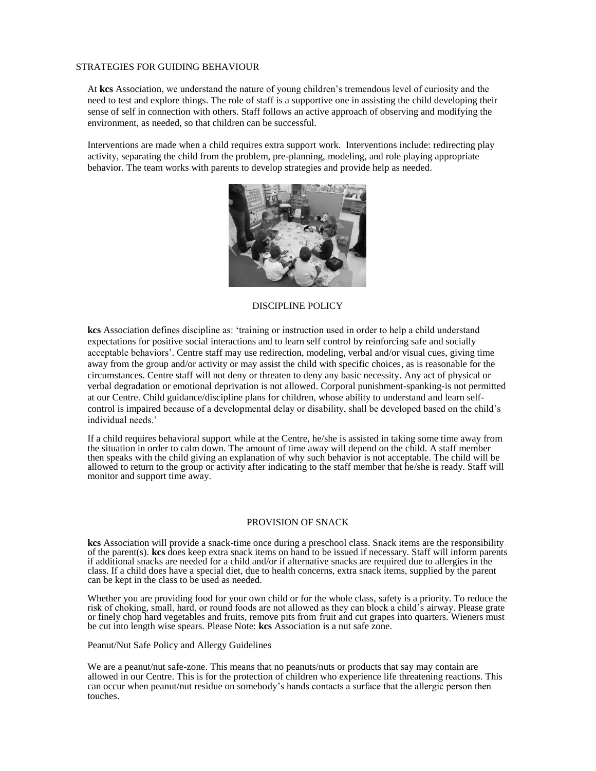## STRATEGIES FOR GUIDING BEHAVIOUR

At **kcs** Association, we understand the nature of young children's tremendous level of curiosity and the need to test and explore things. The role of staff is a supportive one in assisting the child developing their sense of self in connection with others. Staff follows an active approach of observing and modifying the environment, as needed, so that children can be successful.

Interventions are made when a child requires extra support work. Interventions include: redirecting play activity, separating the child from the problem, pre-planning, modeling, and role playing appropriate behavior. The team works with parents to develop strategies and provide help as needed.

## DISCIPLINE POLICY

**kcs** Association defines discipline as: 'training or instruction used in order to help a child understand expectations for positive social interactions and to learn self control by reinforcing safe and socially acceptable behaviors'. Centre staff may use redirection, modeling, verbal and/or visual cues, giving time away from the group and/or activity or may assist the child with specific choices, as is reasonable for the circumstances. Centre staff will not deny or threaten to deny any basic necessity. Any act of physical or verbal degradation or emotional deprivation is not allowed. Corporal punishment-spanking-is not permitted at our Centre. Child guidance/discipline plans for children, whose ability to understand and learn self-control is impaired because of a developmental delay or disability, shall be developed based on the child's individual needs.'

If a child requires behavioral support while at the Centre, he/she is assisted in taking some time away from the situation in order to calm down. The amount of time away will depend on the child. A staff member then speaks with the child giving an explanation of why such behavior is not acceptable. The child will be allowed to return to the group or activity after indicating to the staff member that he/she is ready. Staff will monitor and support time away.

## PROVISION OF SNACK

**kcs** Association will provide a snack-time once during a preschool class. Snack items are the responsibility of the parent(s). **kcs** does keep extra snack items on hand to be issued if necessary. Staff will inform parents if additional snacks are needed for a child and/or if alternative snacks are required due to allergies in the class. If a child does have a special diet, due to health concerns, extra snack items, supplied by the parent can be kept in the class to be used as needed.

Whether you are providing food for your own child or for the whole class, safety is a priority. To reduce the risk of choking, small, hard, or round foods are not allowed as they can block a child's airway. Please grate or finely chop hard vegetables and fruits, remove pits from fruit and cut grapes into quarters. Wieners must be cut into length wise spears. Please Note: **kcs** Association is a nut safe zone.

### Peanut/Nut Safe Policy and Allergy Guidelines

We are a peanut/nut safe-zone. This means that no peanuts/nuts or products that say may contain are allowed in our Centre. This is for the protection of children who experience life threatening reactions. This can occur when peanut/nut residue on somebody's hands contacts a surface that the allergic person then touches.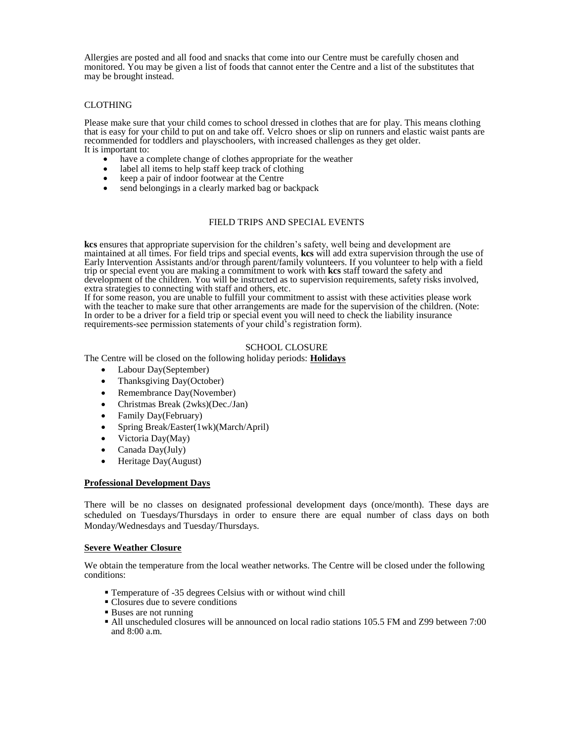Allergies are posted and all food and snacks that come into our Centre must be carefully chosen and monitored. You may be given a list of foods that cannot enter the Centre and a list of the substitutes that may be brought instead.

## CLOTHING

Please make sure that your child comes to school dressed in clothes that are for play. This means clothing that is easy for your child to put on and take off. Velcro shoes or slip on runners and elastic waist pants are recommended for toddlers and playschoolers, with increased challenges as they get older.
It is important to:

- have a complete change of clothes appropriate for the weather
- label all items to help staff keep track of clothing
- keep a pair of indoor footwear at the Centre
- send belongings in a clearly marked bag or backpack

## FIELD TRIPS AND SPECIAL EVENTS

**kcs** ensures that appropriate supervision for the children's safety, well being and development are maintained at all times. For field trips and special events, **kcs** will add extra supervision through the use of Early Intervention Assistants and/or through parent/family volunteers. If you volunteer to help with a field trip or special event you are making a commitment to work with **kcs** staff toward the safety and development of the children. You will be instructed as to supervision requirements, safety risks involved, extra strategies to connecting with staff and others, etc.
If for some reason, you are unable to fulfill your commitment to assist with these activities please work with the teacher to make sure that other arrangements are made for the supervision of the children. (Note: In order to be a driver for a field trip or special event you will need to check the liability insurance requirements-see permission statements of your child's registration form).

## SCHOOL CLOSURE

The Centre will be closed on the following holiday periods: **Holidays**

- Labour Day(September)
- Thanksgiving Day(October)
- Remembrance Day(November)
- Christmas Break (2wks)(Dec./Jan)
- Family Day(February)
- Spring Break/Easter(1wk)(March/April)
- Victoria Day(May)
- Canada Day(July)
- Heritage Day(August)

### Professional Development Days

There will be no classes on designated professional development days (once/month). These days are scheduled on Tuesdays/Thursdays in order to ensure there are equal number of class days on both Monday/Wednesdays and Tuesday/Thursdays.

### Severe Weather Closure

We obtain the temperature from the local weather networks. The Centre will be closed under the following conditions:

- Temperature of -35 degrees Celsius with or without wind chill
- Closures due to severe conditions
- Buses are not running
- All unscheduled closures will be announced on local radio stations 105.5 FM and Z99 between 7:00 and 8:00 a.m.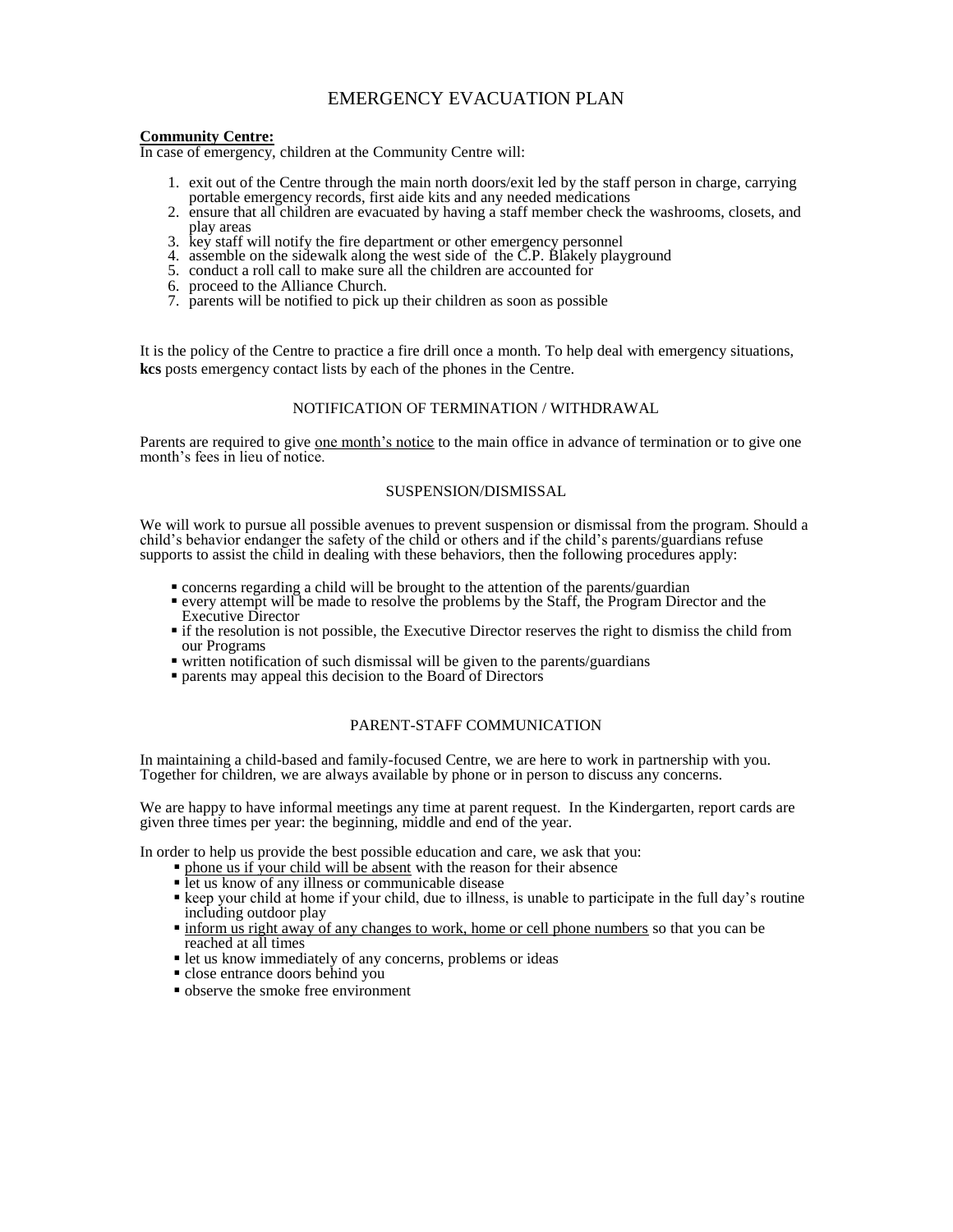# EMERGENCY EVACUATION PLAN

**Community Centre:**

In case of emergency, children at the Community Centre will:

1. exit out of the Centre through the main north doors/exit led by the staff person in charge, carrying portable emergency records, first aide kits and any needed medications
2. ensure that all children are evacuated by having a staff member check the washrooms, closets, and play areas
3. key staff will notify the fire department or other emergency personnel
4. assemble on the sidewalk along the west side of the C.P. Blakely playground
5. conduct a roll call to make sure all the children are accounted for
6. proceed to the Alliance Church.
7. parents will be notified to pick up their children as soon as possible

It is the policy of the Centre to practice a fire drill once a month. To help deal with emergency situations, **kcs** posts emergency contact lists by each of the phones in the Centre.

## NOTIFICATION OF TERMINATION / WITHDRAWAL

Parents are required to give one month's notice to the main office in advance of termination or to give one month's fees in lieu of notice.

## SUSPENSION/DISMISSAL

We will work to pursue all possible avenues to prevent suspension or dismissal from the program. Should a child's behavior endanger the safety of the child or others and if the child's parents/guardians refuse supports to assist the child in dealing with these behaviors, then the following procedures apply:

- concerns regarding a child will be brought to the attention of the parents/guardian
- every attempt will be made to resolve the problems by the Staff, the Program Director and the Executive Director
- if the resolution is not possible, the Executive Director reserves the right to dismiss the child from our Programs
- written notification of such dismissal will be given to the parents/guardians
- parents may appeal this decision to the Board of Directors

## PARENT-STAFF COMMUNICATION

In maintaining a child-based and family-focused Centre, we are here to work in partnership with you. Together for children, we are always available by phone or in person to discuss any concerns.

We are happy to have informal meetings any time at parent request. In the Kindergarten, report cards are given three times per year: the beginning, middle and end of the year.

In order to help us provide the best possible education and care, we ask that you:

- phone us if your child will be absent with the reason for their absence
- let us know of any illness or communicable disease
- keep your child at home if your child, due to illness, is unable to participate in the full day's routine including outdoor play
- inform us right away of any changes to work, home or cell phone numbers so that you can be reached at all times
- let us know immediately of any concerns, problems or ideas
- close entrance doors behind you
- observe the smoke free environment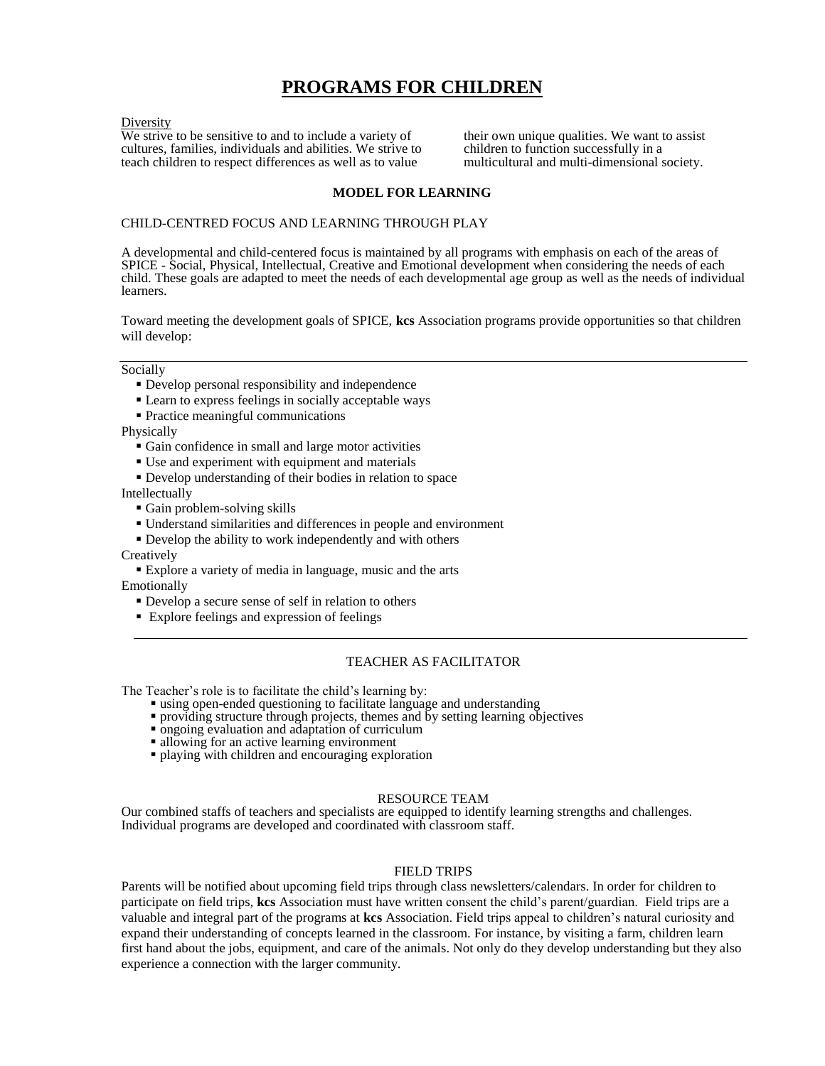# PROGRAMS FOR CHILDREN

Diversity

We strive to be sensitive to and to include a variety of cultures, families, individuals and abilities. We strive to teach children to respect differences as well as to value their own unique qualities. We want to assist children to function successfully in a multicultural and multi-dimensional society.

### MODEL FOR LEARNING

CHILD-CENTRED FOCUS AND LEARNING THROUGH PLAY

A developmental and child-centered focus is maintained by all programs with emphasis on each of the areas of SPICE - Social, Physical, Intellectual, Creative and Emotional development when considering the needs of each child. These goals are adapted to meet the needs of each developmental age group as well as the needs of individual learners.

Toward meeting the development goals of SPICE, **kcs** Association programs provide opportunities so that children will develop:

---

Socially
- Develop personal responsibility and independence
- Learn to express feelings in socially acceptable ways
- Practice meaningful communications

Physically
- Gain confidence in small and large motor activities
- Use and experiment with equipment and materials
- Develop understanding of their bodies in relation to space

Intellectually
- Gain problem-solving skills
- Understand similarities and differences in people and environment
- Develop the ability to work independently and with others

Creatively
- Explore a variety of media in language, music and the arts

Emotionally
- Develop a secure sense of self in relation to others
- Explore feelings and expression of feelings

---

TEACHER AS FACILITATOR

The Teacher's role is to facilitate the child's learning by:
- using open-ended questioning to facilitate language and understanding
- providing structure through projects, themes and by setting learning objectives
- ongoing evaluation and adaptation of curriculum
- allowing for an active learning environment
- playing with children and encouraging exploration

RESOURCE TEAM

Our combined staffs of teachers and specialists are equipped to identify learning strengths and challenges. Individual programs are developed and coordinated with classroom staff.

FIELD TRIPS

Parents will be notified about upcoming field trips through class newsletters/calendars. In order for children to participate on field trips, **kcs** Association must have written consent the child's parent/guardian. Field trips are a valuable and integral part of the programs at **kcs** Association. Field trips appeal to children's natural curiosity and expand their understanding of concepts learned in the classroom. For instance, by visiting a farm, children learn first hand about the jobs, equipment, and care of the animals. Not only do they develop understanding but they also experience a connection with the larger community.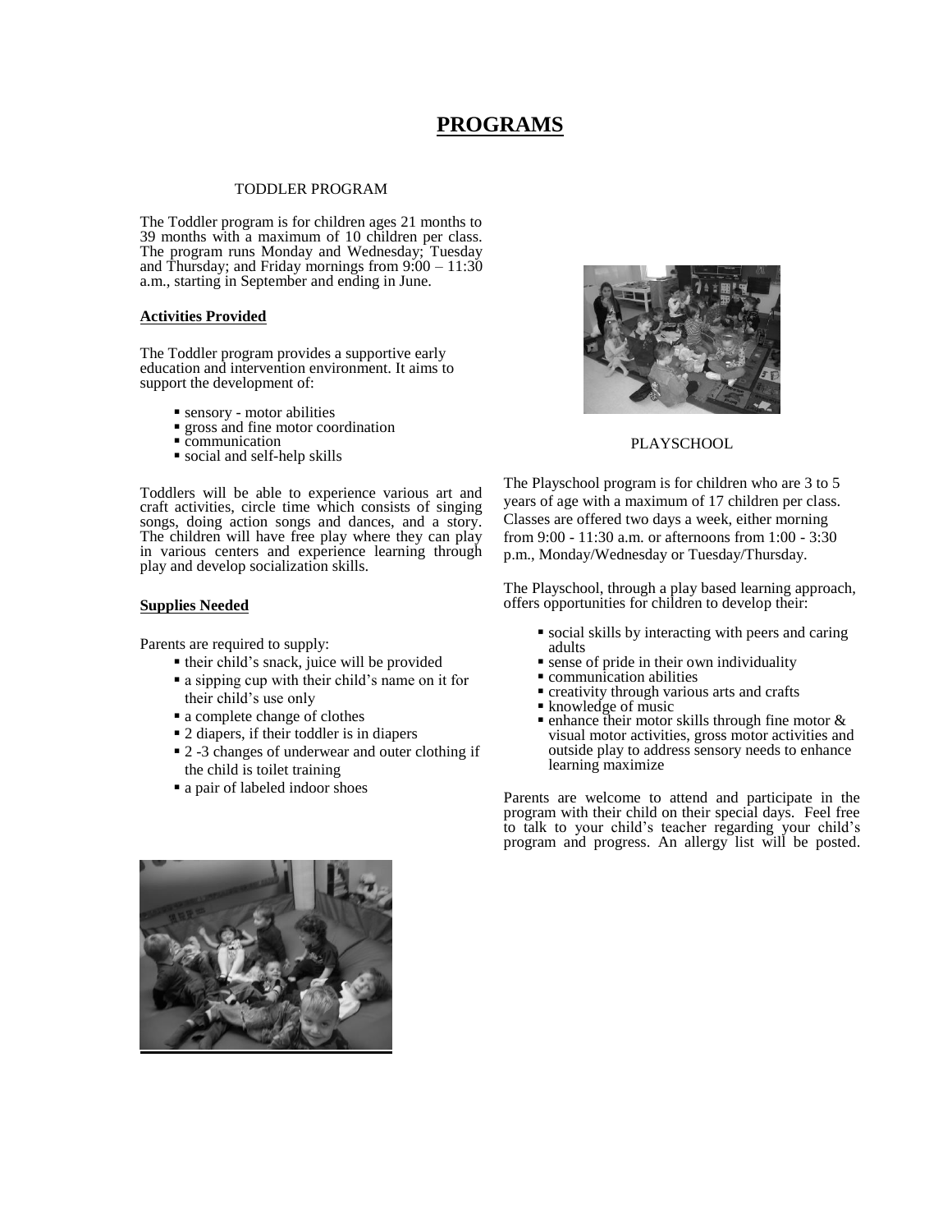# PROGRAMS

## TODDLER PROGRAM

The Toddler program is for children ages 21 months to 39 months with a maximum of 10 children per class. The program runs Monday and Wednesday; Tuesday and Thursday; and Friday mornings from 9:00 – 11:30 a.m., starting in September and ending in June.

### Activities Provided

The Toddler program provides a supportive early education and intervention environment. It aims to support the development of:

- sensory - motor abilities
- gross and fine motor coordination
- communication
- social and self-help skills

Toddlers will be able to experience various art and craft activities, circle time which consists of singing songs, doing action songs and dances, and a story. The children will have free play where they can play in various centers and experience learning through play and develop socialization skills.

### Supplies Needed

Parents are required to supply:

- their child's snack, juice will be provided
- a sipping cup with their child's name on it for their child's use only
- a complete change of clothes
- 2 diapers, if their toddler is in diapers
- 2 -3 changes of underwear and outer clothing if the child is toilet training
- a pair of labeled indoor shoes

## PLAYSCHOOL

The Playschool program is for children who are 3 to 5 years of age with a maximum of 17 children per class. Classes are offered two days a week, either morning from 9:00 - 11:30 a.m. or afternoons from 1:00 - 3:30 p.m., Monday/Wednesday or Tuesday/Thursday.

The Playschool, through a play based learning approach, offers opportunities for children to develop their:

- social skills by interacting with peers and caring adults
- sense of pride in their own individuality
- communication abilities
- creativity through various arts and crafts
- knowledge of music
- enhance their motor skills through fine motor & visual motor activities, gross motor activities and outside play to address sensory needs to enhance learning maximize

Parents are welcome to attend and participate in the program with their child on their special days. Feel free to talk to your child's teacher regarding your child's program and progress. An allergy list will be posted.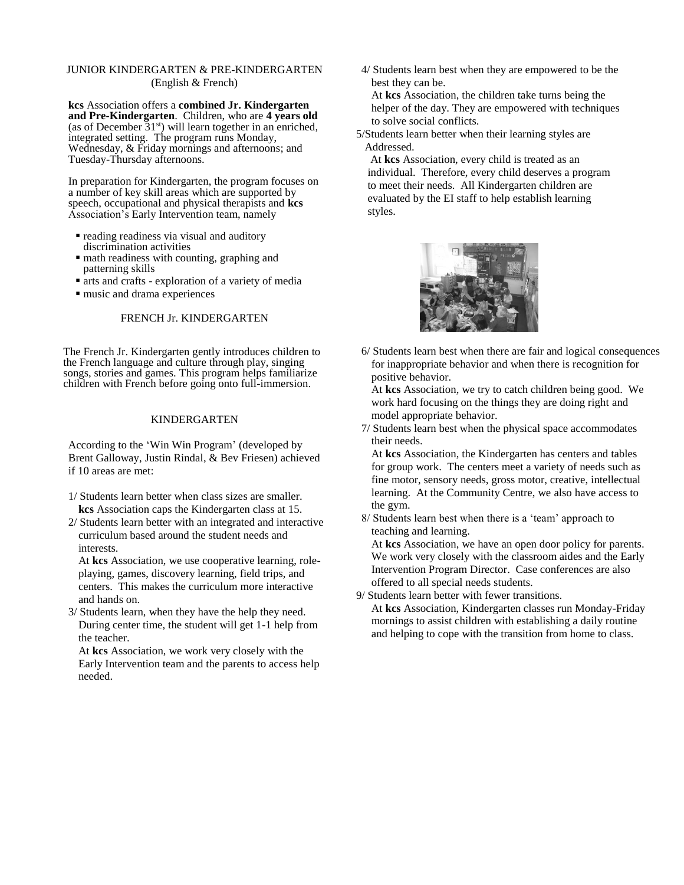## JUNIOR KINDERGARTEN & PRE-KINDERGARTEN
(English & French)

**kcs** Association offers a **combined Jr. Kindergarten and Pre-Kindergarten**. Children, who are **4 years old** (as of December 31st) will learn together in an enriched, integrated setting. The program runs Monday, Wednesday, & Friday mornings and afternoons; and Tuesday-Thursday afternoons.

In preparation for Kindergarten, the program focuses on a number of key skill areas which are supported by speech, occupational and physical therapists and **kcs** Association's Early Intervention team, namely

- reading readiness via visual and auditory discrimination activities
- math readiness with counting, graphing and patterning skills
- arts and crafts - exploration of a variety of media
- music and drama experiences

## FRENCH Jr. KINDERGARTEN

The French Jr. Kindergarten gently introduces children to the French language and culture through play, singing songs, stories and games. This program helps familiarize children with French before going onto full-immersion.

## KINDERGARTEN

According to the 'Win Win Program' (developed by Brent Galloway, Justin Rindal, & Bev Friesen) achieved if 10 areas are met:

1/ Students learn better when class sizes are smaller.
**kcs** Association caps the Kindergarten class at 15.

2/ Students learn better with an integrated and interactive curriculum based around the student needs and interests.
At **kcs** Association, we use cooperative learning, role-playing, games, discovery learning, field trips, and centers. This makes the curriculum more interactive and hands on.

3/ Students learn, when they have the help they need. During center time, the student will get 1-1 help from the teacher.
At **kcs** Association, we work very closely with the Early Intervention team and the parents to access help needed.

4/ Students learn best when they are empowered to be the best they can be.
At **kcs** Association, the children take turns being the helper of the day. They are empowered with techniques to solve social conflicts.

5/Students learn better when their learning styles are Addressed.
At **kcs** Association, every child is treated as an individual. Therefore, every child deserves a program to meet their needs. All Kindergarten children are evaluated by the EI staff to help establish learning styles.

6/ Students learn best when there are fair and logical consequences for inappropriate behavior and when there is recognition for positive behavior.
At **kcs** Association, we try to catch children being good. We work hard focusing on the things they are doing right and model appropriate behavior.

7/ Students learn best when the physical space accommodates their needs.
At **kcs** Association, the Kindergarten has centers and tables for group work. The centers meet a variety of needs such as fine motor, sensory needs, gross motor, creative, intellectual learning. At the Community Centre, we also have access to the gym.

8/ Students learn best when there is a 'team' approach to teaching and learning.
At **kcs** Association, we have an open door policy for parents. We work very closely with the classroom aides and the Early Intervention Program Director. Case conferences are also offered to all special needs students.

9/ Students learn better with fewer transitions.
At **kcs** Association, Kindergarten classes run Monday-Friday mornings to assist children with establishing a daily routine and helping to cope with the transition from home to class.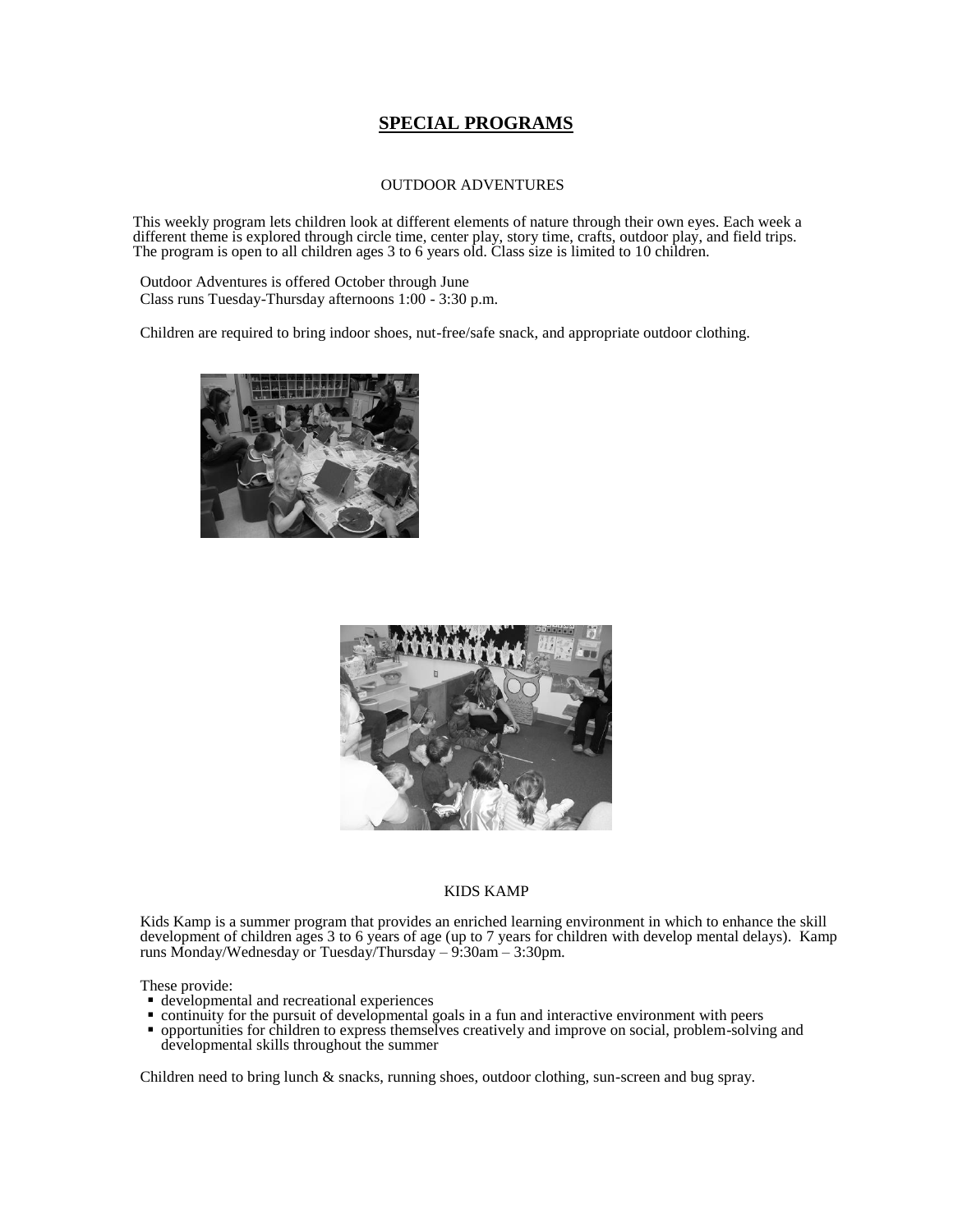# SPECIAL PROGRAMS

## OUTDOOR ADVENTURES

This weekly program lets children look at different elements of nature through their own eyes. Each week a different theme is explored through circle time, center play, story time, crafts, outdoor play, and field trips. The program is open to all children ages 3 to 6 years old. Class size is limited to 10 children.

Outdoor Adventures is offered October through June
Class runs Tuesday-Thursday afternoons 1:00 - 3:30 p.m.

Children are required to bring indoor shoes, nut-free/safe snack, and appropriate outdoor clothing.

## KIDS KAMP

Kids Kamp is a summer program that provides an enriched learning environment in which to enhance the skill development of children ages 3 to 6 years of age (up to 7 years for children with develop mental delays). Kamp runs Monday/Wednesday or Tuesday/Thursday – 9:30am – 3:30pm.

These provide:

- developmental and recreational experiences
- continuity for the pursuit of developmental goals in a fun and interactive environment with peers
- opportunities for children to express themselves creatively and improve on social, problem-solving and developmental skills throughout the summer

Children need to bring lunch & snacks, running shoes, outdoor clothing, sun-screen and bug spray.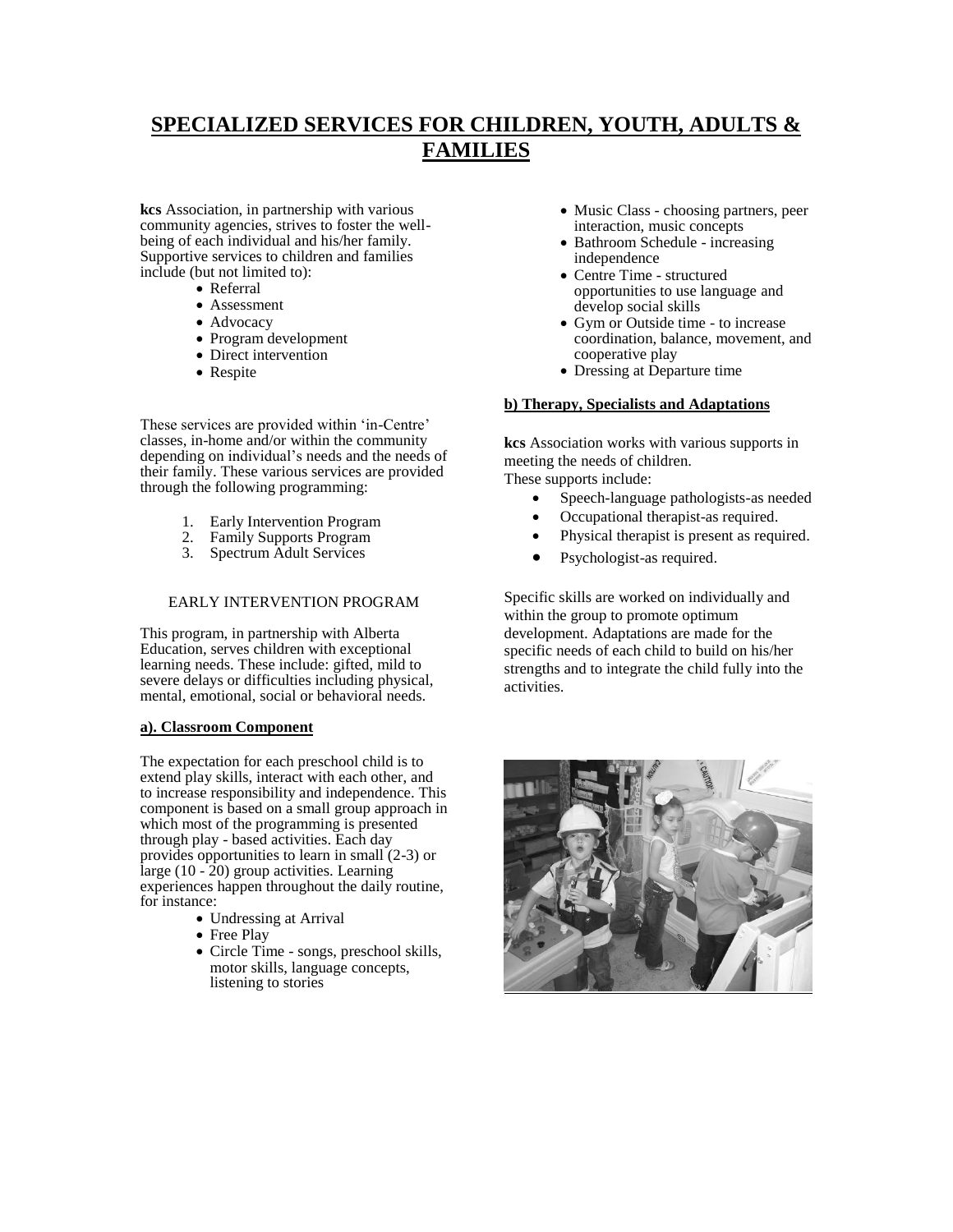# SPECIALIZED SERVICES FOR CHILDREN, YOUTH, ADULTS & FAMILIES

**kcs** Association, in partnership with various community agencies, strives to foster the well-being of each individual and his/her family. Supportive services to children and families include (but not limited to):

- Referral
- Assessment
- Advocacy
- Program development
- Direct intervention
- Respite

These services are provided within 'in-Centre' classes, in-home and/or within the community depending on individual's needs and the needs of their family. These various services are provided through the following programming:

1. Early Intervention Program
2. Family Supports Program
3. Spectrum Adult Services

## EARLY INTERVENTION PROGRAM

This program, in partnership with Alberta Education, serves children with exceptional learning needs. These include: gifted, mild to severe delays or difficulties including physical, mental, emotional, social or behavioral needs.

### a). Classroom Component

The expectation for each preschool child is to extend play skills, interact with each other, and to increase responsibility and independence. This component is based on a small group approach in which most of the programming is presented through play - based activities. Each day provides opportunities to learn in small (2-3) or large (10 - 20) group activities. Learning experiences happen throughout the daily routine, for instance:

- Undressing at Arrival
- Free Play
- Circle Time - songs, preschool skills, motor skills, language concepts, listening to stories
- Music Class - choosing partners, peer interaction, music concepts
- Bathroom Schedule - increasing independence
- Centre Time - structured opportunities to use language and develop social skills
- Gym or Outside time - to increase coordination, balance, movement, and cooperative play
- Dressing at Departure time

### b) Therapy, Specialists and Adaptations

**kcs** Association works with various supports in meeting the needs of children.
These supports include:

- Speech-language pathologists-as needed
- Occupational therapist-as required.
- Physical therapist is present as required.
- Psychologist-as required.

Specific skills are worked on individually and within the group to promote optimum development. Adaptations are made for the specific needs of each child to build on his/her strengths and to integrate the child fully into the activities.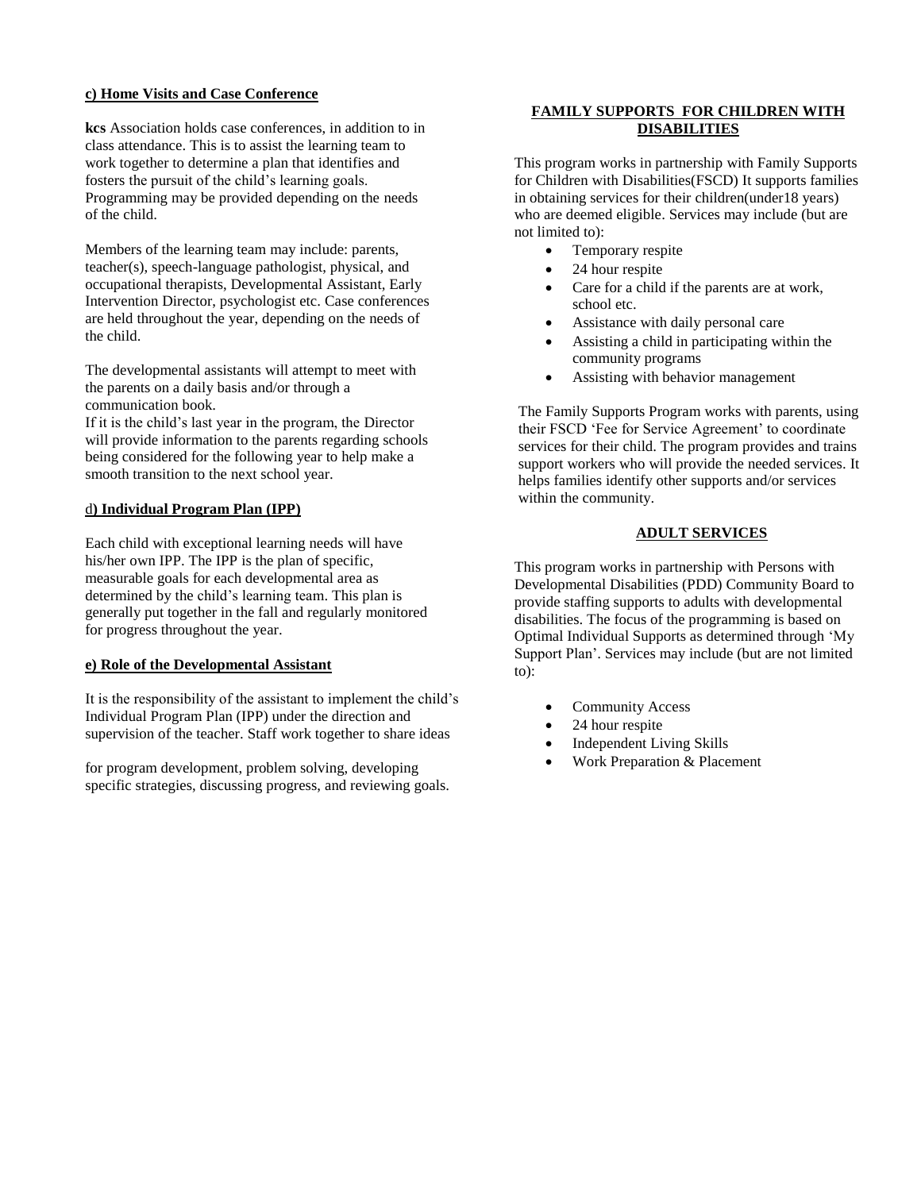**c) Home Visits and Case Conference**

**kcs** Association holds case conferences, in addition to in class attendance. This is to assist the learning team to work together to determine a plan that identifies and fosters the pursuit of the child's learning goals. Programming may be provided depending on the needs of the child.

Members of the learning team may include: parents, teacher(s), speech-language pathologist, physical, and occupational therapists, Developmental Assistant, Early Intervention Director, psychologist etc. Case conferences are held throughout the year, depending on the needs of the child.

The developmental assistants will attempt to meet with the parents on a daily basis and/or through a communication book.
If it is the child's last year in the program, the Director will provide information to the parents regarding schools being considered for the following year to help make a smooth transition to the next school year.

d**) Individual Program Plan (IPP)**

Each child with exceptional learning needs will have his/her own IPP. The IPP is the plan of specific, measurable goals for each developmental area as determined by the child's learning team. This plan is generally put together in the fall and regularly monitored for progress throughout the year.

**e) Role of the Developmental Assistant**

It is the responsibility of the assistant to implement the child's Individual Program Plan (IPP) under the direction and supervision of the teacher. Staff work together to share ideas for program development, problem solving, developing specific strategies, discussing progress, and reviewing goals.

**FAMILY SUPPORTS FOR CHILDREN WITH DISABILITIES**

This program works in partnership with Family Supports for Children with Disabilities(FSCD) It supports families in obtaining services for their children(under18 years) who are deemed eligible. Services may include (but are not limited to):

- Temporary respite
- 24 hour respite
- Care for a child if the parents are at work, school etc.
- Assistance with daily personal care
- Assisting a child in participating within the community programs
- Assisting with behavior management

The Family Supports Program works with parents, using their FSCD 'Fee for Service Agreement' to coordinate services for their child. The program provides and trains support workers who will provide the needed services. It helps families identify other supports and/or services within the community.

**ADULT SERVICES**

This program works in partnership with Persons with Developmental Disabilities (PDD) Community Board to provide staffing supports to adults with developmental disabilities. The focus of the programming is based on Optimal Individual Supports as determined through 'My Support Plan'. Services may include (but are not limited to):

- Community Access
- 24 hour respite
- Independent Living Skills
- Work Preparation & Placement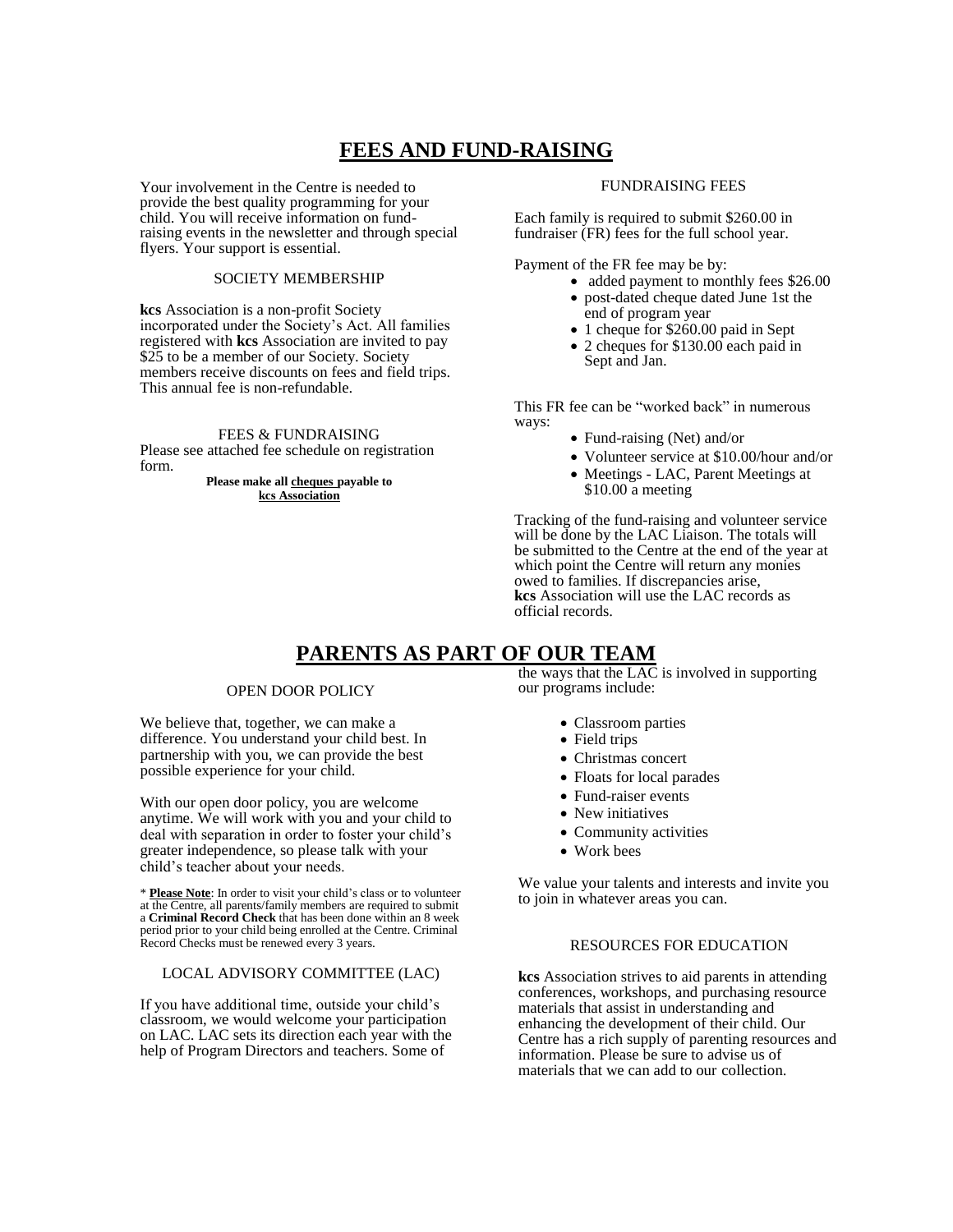## FEES AND FUND-RAISING

Your involvement in the Centre is needed to provide the best quality programming for your child. You will receive information on fund-raising events in the newsletter and through special flyers. Your support is essential.

### SOCIETY MEMBERSHIP

**kcs** Association is a non-profit Society incorporated under the Society's Act. All families registered with **kcs** Association are invited to pay $25 to be a member of our Society. Society members receive discounts on fees and field trips. This annual fee is non-refundable.

### FEES & FUNDRAISING

Please see attached fee schedule on registration form.

**Please make all <u>cheques</u> payable to <u>kcs Association</u>**

### FUNDRAISING FEES

Each family is required to submit $260.00 in fundraiser (FR) fees for the full school year.

Payment of the FR fee may be by:

- added payment to monthly fees $26.00
- post-dated cheque dated June 1st the end of program year
- 1 cheque for $260.00 paid in Sept
- 2 cheques for $130.00 each paid in Sept and Jan.

This FR fee can be "worked back" in numerous ways:

- Fund-raising (Net) and/or
- Volunteer service at $10.00/hour and/or
- Meetings - LAC, Parent Meetings at $10.00 a meeting

Tracking of the fund-raising and volunteer service will be done by the LAC Liaison. The totals will be submitted to the Centre at the end of the year at which point the Centre will return any monies owed to families. If discrepancies arise, **kcs** Association will use the LAC records as official records.

## PARENTS AS PART OF OUR TEAM

### OPEN DOOR POLICY

We believe that, together, we can make a difference. You understand your child best. In partnership with you, we can provide the best possible experience for your child.

With our open door policy, you are welcome anytime. We will work with you and your child to deal with separation in order to foster your child's greater independence, so please talk with your child's teacher about your needs.

\* **<u>Please Note</u>**: In order to visit your child's class or to volunteer at the Centre, all parents/family members are required to submit a **Criminal Record Check** that has been done within an 8 week period prior to your child being enrolled at the Centre. Criminal Record Checks must be renewed every 3 years.

### LOCAL ADVISORY COMMITTEE (LAC)

If you have additional time, outside your child's classroom, we would welcome your participation on LAC. LAC sets its direction each year with the help of Program Directors and teachers. Some of the ways that the LAC is involved in supporting our programs include:

- Classroom parties
- Field trips
- Christmas concert
- Floats for local parades
- Fund-raiser events
- New initiatives
- Community activities
- Work bees

We value your talents and interests and invite you to join in whatever areas you can.

### RESOURCES FOR EDUCATION

**kcs** Association strives to aid parents in attending conferences, workshops, and purchasing resource materials that assist in understanding and enhancing the development of their child. Our Centre has a rich supply of parenting resources and information. Please be sure to advise us of materials that we can add to our collection.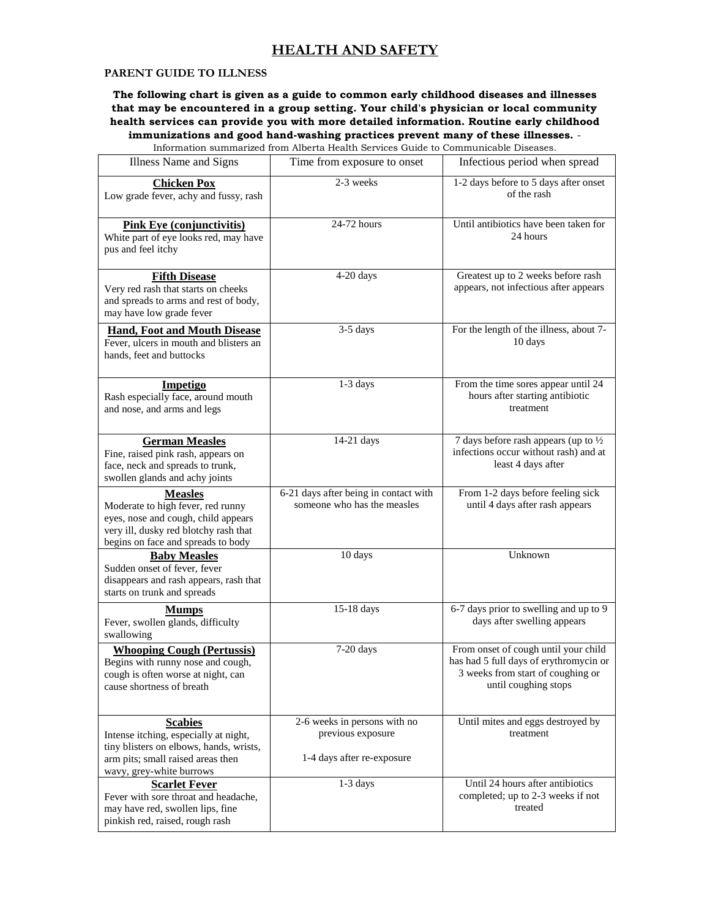# HEALTH AND SAFETY

**PARENT GUIDE TO ILLNESS**

**The following chart is given as a guide to common early childhood diseases and illnesses that may be encountered in a group setting. Your child's physician or local community health services can provide you with more detailed information. Routine early childhood immunizations and good hand-washing practices prevent many of these illnesses.** - Information summarized from Alberta Health Services Guide to Communicable Diseases.

| Illness Name and Signs | Time from exposure to onset | Infectious period when spread |
|---|---|---|
| **Chicken Pox**<br>Low grade fever, achy and fussy, rash | 2-3 weeks | 1-2 days before to 5 days after onset of the rash |
| **Pink Eye (conjunctivitis)**<br>White part of eye looks red, may have pus and feel itchy | 24-72 hours | Until antibiotics have been taken for 24 hours |
| **Fifth Disease**<br>Very red rash that starts on cheeks and spreads to arms and rest of body, may have low grade fever | 4-20 days | Greatest up to 2 weeks before rash appears, not infectious after appears |
| **Hand, Foot and Mouth Disease**<br>Fever, ulcers in mouth and blisters an hands, feet and buttocks | 3-5 days | For the length of the illness, about 7-10 days |
| **Impetigo**<br>Rash especially face, around mouth and nose, and arms and legs | 1-3 days | From the time sores appear until 24 hours after starting antibiotic treatment |
| **German Measles**<br>Fine, raised pink rash, appears on face, neck and spreads to trunk, swollen glands and achy joints | 14-21 days | 7 days before rash appears (up to ½ infections occur without rash) and at least 4 days after |
| **Measles**<br>Moderate to high fever, red runny eyes, nose and cough, child appears very ill, dusky red blotchy rash that begins on face and spreads to body | 6-21 days after being in contact with someone who has the measles | From 1-2 days before feeling sick until 4 days after rash appears |
| **Baby Measles**<br>Sudden onset of fever, fever disappears and rash appears, rash that starts on trunk and spreads | 10 days | Unknown |
| **Mumps**<br>Fever, swollen glands, difficulty swallowing | 15-18 days | 6-7 days prior to swelling and up to 9 days after swelling appears |
| **Whooping Cough (Pertussis)**<br>Begins with runny nose and cough, cough is often worse at night, can cause shortness of breath | 7-20 days | From onset of cough until your child has had 5 full days of erythromycin or 3 weeks from start of coughing or until coughing stops |
| **Scabies**<br>Intense itching, especially at night, tiny blisters on elbows, hands, wrists, arm pits; small raised areas then wavy, grey-white burrows | 2-6 weeks in persons with no previous exposure<br><br>1-4 days after re-exposure | Until mites and eggs destroyed by treatment |
| **Scarlet Fever**<br>Fever with sore throat and headache, may have red, swollen lips, fine pinkish red, raised, rough rash | 1-3 days | Until 24 hours after antibiotics completed; up to 2-3 weeks if not treated |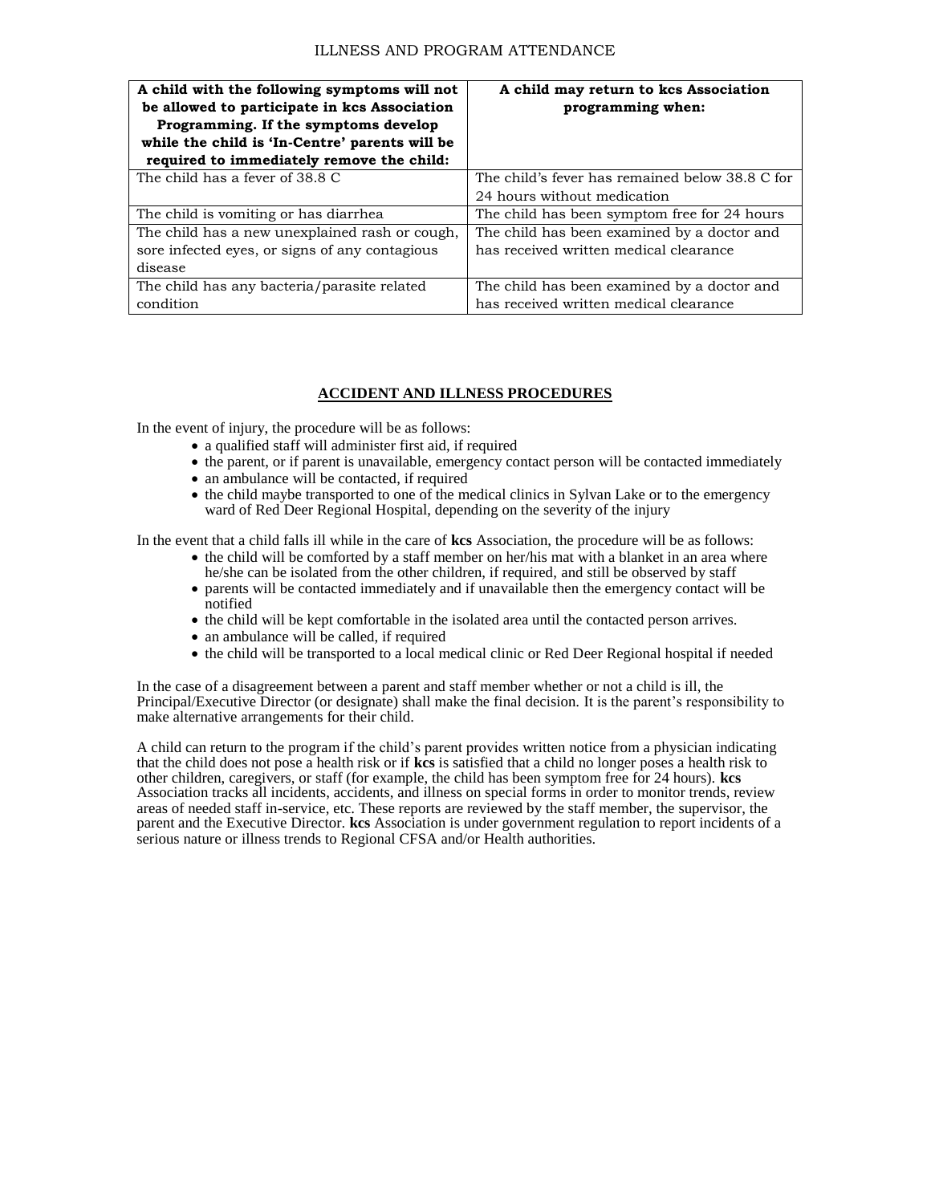ILLNESS AND PROGRAM ATTENDANCE

| A child with the following symptoms will not be allowed to participate in kcs Association Programming. If the symptoms develop while the child is 'In-Centre' parents will be required to immediately remove the child: | A child may return to kcs Association programming when: |
|---|---|
| The child has a fever of 38.8 C | The child's fever has remained below 38.8 C for 24 hours without medication |
| The child is vomiting or has diarrhea | The child has been symptom free for 24 hours |
| The child has a new unexplained rash or cough, sore infected eyes, or signs of any contagious disease | The child has been examined by a doctor and has received written medical clearance |
| The child has any bacteria/parasite related condition | The child has been examined by a doctor and has received written medical clearance |

## ACCIDENT AND ILLNESS PROCEDURES

In the event of injury, the procedure will be as follows:

- a qualified staff will administer first aid, if required
- the parent, or if parent is unavailable, emergency contact person will be contacted immediately
- an ambulance will be contacted, if required
- the child maybe transported to one of the medical clinics in Sylvan Lake or to the emergency ward of Red Deer Regional Hospital, depending on the severity of the injury

In the event that a child falls ill while in the care of **kcs** Association, the procedure will be as follows:

- the child will be comforted by a staff member on her/his mat with a blanket in an area where he/she can be isolated from the other children, if required, and still be observed by staff
- parents will be contacted immediately and if unavailable then the emergency contact will be notified
- the child will be kept comfortable in the isolated area until the contacted person arrives.
- an ambulance will be called, if required
- the child will be transported to a local medical clinic or Red Deer Regional hospital if needed

In the case of a disagreement between a parent and staff member whether or not a child is ill, the Principal/Executive Director (or designate) shall make the final decision. It is the parent's responsibility to make alternative arrangements for their child.

A child can return to the program if the child's parent provides written notice from a physician indicating that the child does not pose a health risk or if **kcs** is satisfied that a child no longer poses a health risk to other children, caregivers, or staff (for example, the child has been symptom free for 24 hours). **kcs** Association tracks all incidents, accidents, and illness on special forms in order to monitor trends, review areas of needed staff in-service, etc. These reports are reviewed by the staff member, the supervisor, the parent and the Executive Director. **kcs** Association is under government regulation to report incidents of a serious nature or illness trends to Regional CFSA and/or Health authorities.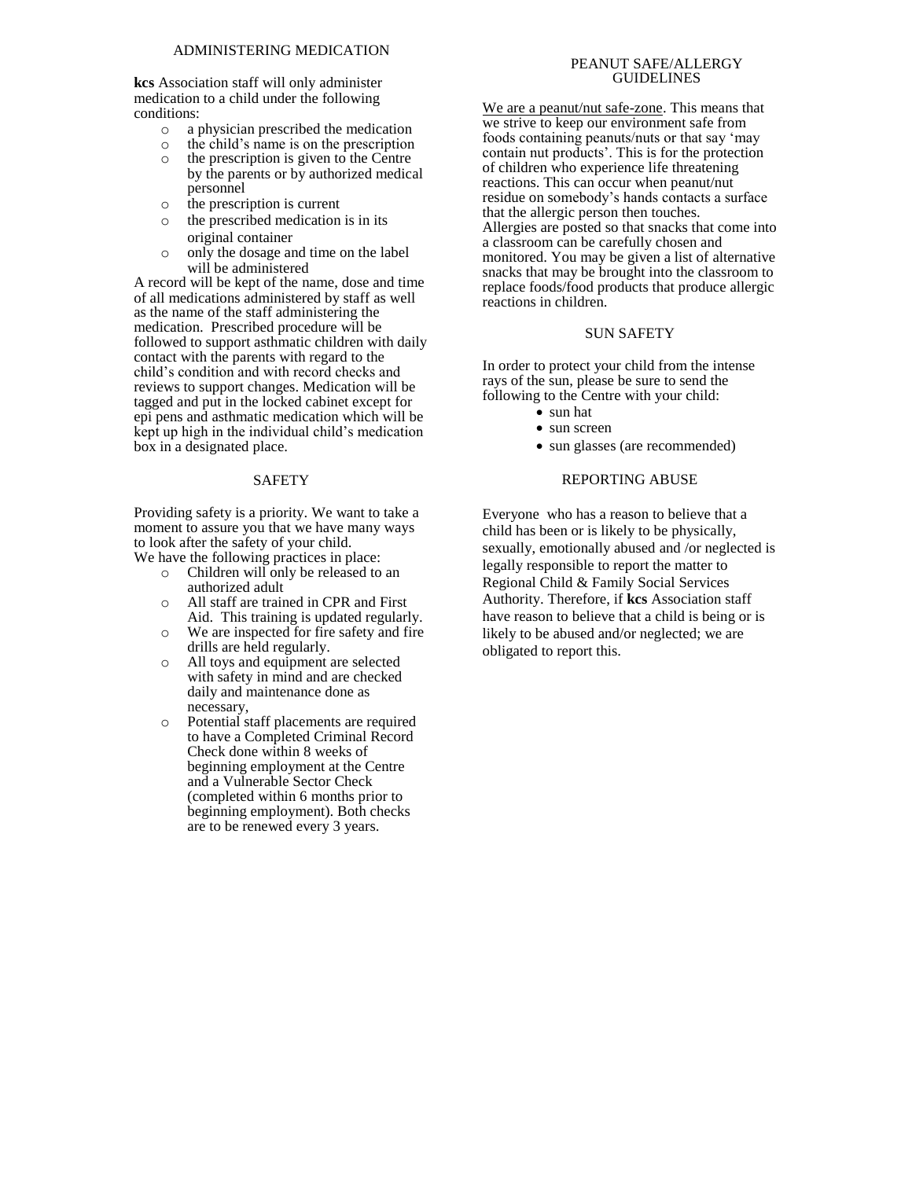## ADMINISTERING MEDICATION

**kcs** Association staff will only administer medication to a child under the following conditions:

- a physician prescribed the medication
- the child's name is on the prescription
- the prescription is given to the Centre by the parents or by authorized medical personnel
- the prescription is current
- the prescribed medication is in its original container
- only the dosage and time on the label will be administered

A record will be kept of the name, dose and time of all medications administered by staff as well as the name of the staff administering the medication. Prescribed procedure will be followed to support asthmatic children with daily contact with the parents with regard to the child's condition and with record checks and reviews to support changes. Medication will be tagged and put in the locked cabinet except for epi pens and asthmatic medication which will be kept up high in the individual child's medication box in a designated place.

## SAFETY

Providing safety is a priority. We want to take a moment to assure you that we have many ways to look after the safety of your child.
We have the following practices in place:

- Children will only be released to an authorized adult
- All staff are trained in CPR and First Aid. This training is updated regularly.
- We are inspected for fire safety and fire drills are held regularly.
- All toys and equipment are selected with safety in mind and are checked daily and maintenance done as necessary,
- Potential staff placements are required to have a Completed Criminal Record Check done within 8 weeks of beginning employment at the Centre and a Vulnerable Sector Check (completed within 6 months prior to beginning employment). Both checks are to be renewed every 3 years.

## PEANUT SAFE/ALLERGY GUIDELINES

We are a peanut/nut safe-zone. This means that we strive to keep our environment safe from foods containing peanuts/nuts or that say 'may contain nut products'. This is for the protection of children who experience life threatening reactions. This can occur when peanut/nut residue on somebody's hands contacts a surface that the allergic person then touches.
Allergies are posted so that snacks that come into a classroom can be carefully chosen and monitored. You may be given a list of alternative snacks that may be brought into the classroom to replace foods/food products that produce allergic reactions in children.

## SUN SAFETY

In order to protect your child from the intense rays of the sun, please be sure to send the following to the Centre with your child:

- sun hat
- sun screen
- sun glasses (are recommended)

## REPORTING ABUSE

Everyone who has a reason to believe that a child has been or is likely to be physically, sexually, emotionally abused and /or neglected is legally responsible to report the matter to Regional Child & Family Social Services Authority. Therefore, if **kcs** Association staff have reason to believe that a child is being or is likely to be abused and/or neglected; we are obligated to report this.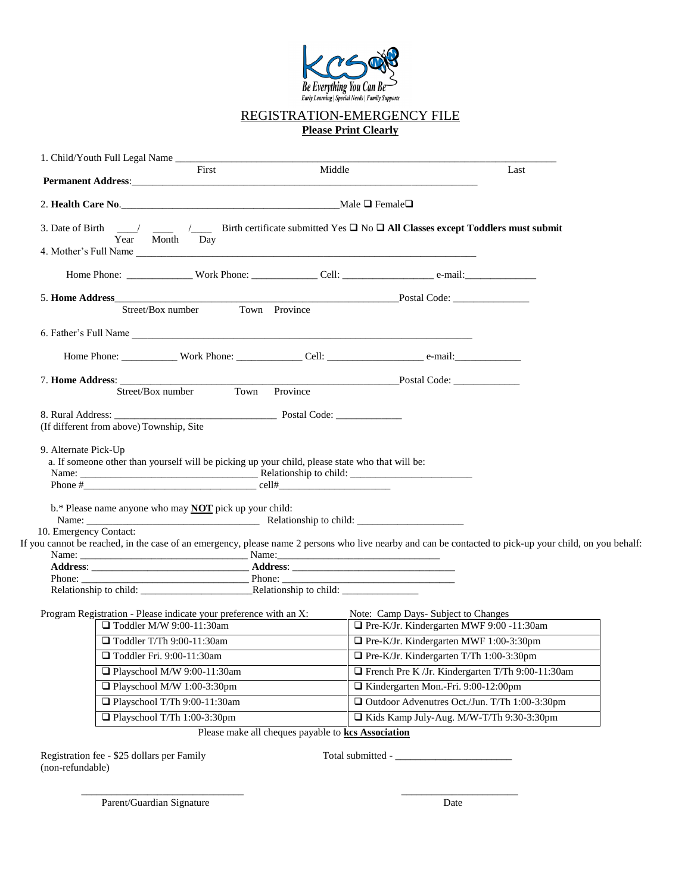Be Everything You Can Be
Early Learning | Special Needs | Family Supports

# REGISTRATION-EMERGENCY FILE

**Please Print Clearly**

1. Child/Youth Full Legal Name ______________________________________________
   First Middle Last

**Permanent Address**:______________________________________________

2. **Health Care No**.______________________________ Male ❑ Female❑

3. Date of Birth ____/ ____ /____ Birth certificate submitted Yes ❑ No ❑ **All Classes except Toddlers must submit**
   Year Month Day

4. Mother's Full Name ______________________________________________

   Home Phone: ____________ Work Phone: ____________ Cell: ________________ e-mail:_____________

5. **Home Address**______________________________________________Postal Code: ______________
   Street/Box number Town Province

6. Father's Full Name ______________________________________________

   Home Phone: __________ Work Phone: ____________ Cell: _________________ e-mail:____________

7. **Home Address**: ______________________________________________Postal Code: ____________
   Street/Box number Town Province

8. Rural Address: ____________________________ Postal Code: ____________
   (If different from above) Township, Site

9. Alternate Pick-Up
   a. If someone other than yourself will be picking up your child, please state who that will be:
   Name: ______________________________ Relationship to child: ______________________
   Phone #______________________________ cell#____________________

   b.* Please name anyone who may **NOT** pick up your child:
   Name: ______________________________ Relationship to child: ___________________

10. Emergency Contact:
If you cannot be reached, in the case of an emergency, please name 2 persons who live nearby and can be contacted to pick-up your child, on you behalf:
Name: ____________________________ Name:____________________________
**Address**: ____________________________ **Address**: ____________________________
Phone: ____________________________ Phone: ____________________________
Relationship to child: ____________________Relationship to child: ______________

Program Registration - Please indicate your preference with an X: Note: Camp Days- Subject to Changes

| | |
|---|---|
| ❑ Toddler M/W 9:00-11:30am | ❑ Pre-K/Jr. Kindergarten MWF 9:00 -11:30am |
| ❑ Toddler T/Th 9:00-11:30am | ❑ Pre-K/Jr. Kindergarten MWF 1:00-3:30pm |
| ❑ Toddler Fri. 9:00-11:30am | ❑ Pre-K/Jr. Kindergarten T/Th 1:00-3:30pm |
| ❑ Playschool M/W 9:00-11:30am | ❑ French Pre K /Jr. Kindergarten T/Th 9:00-11:30am |
| ❑ Playschool M/W 1:00-3:30pm | ❑ Kindergarten Mon.-Fri. 9:00-12:00pm |
| ❑ Playschool T/Th 9:00-11:30am | ❑ Outdoor Advenutres Oct./Jun. T/Th 1:00-3:30pm |
| ❑ Playschool T/Th 1:00-3:30pm | ❑ Kids Kamp July-Aug. M/W-T/Th 9:30-3:30pm |

Please make all cheques payable to **kcs Association**

Registration fee - $25 dollars per Family
(non-refundable)

Total submitted - ______________________

______________________________
Parent/Guardian Signature

______________________
Date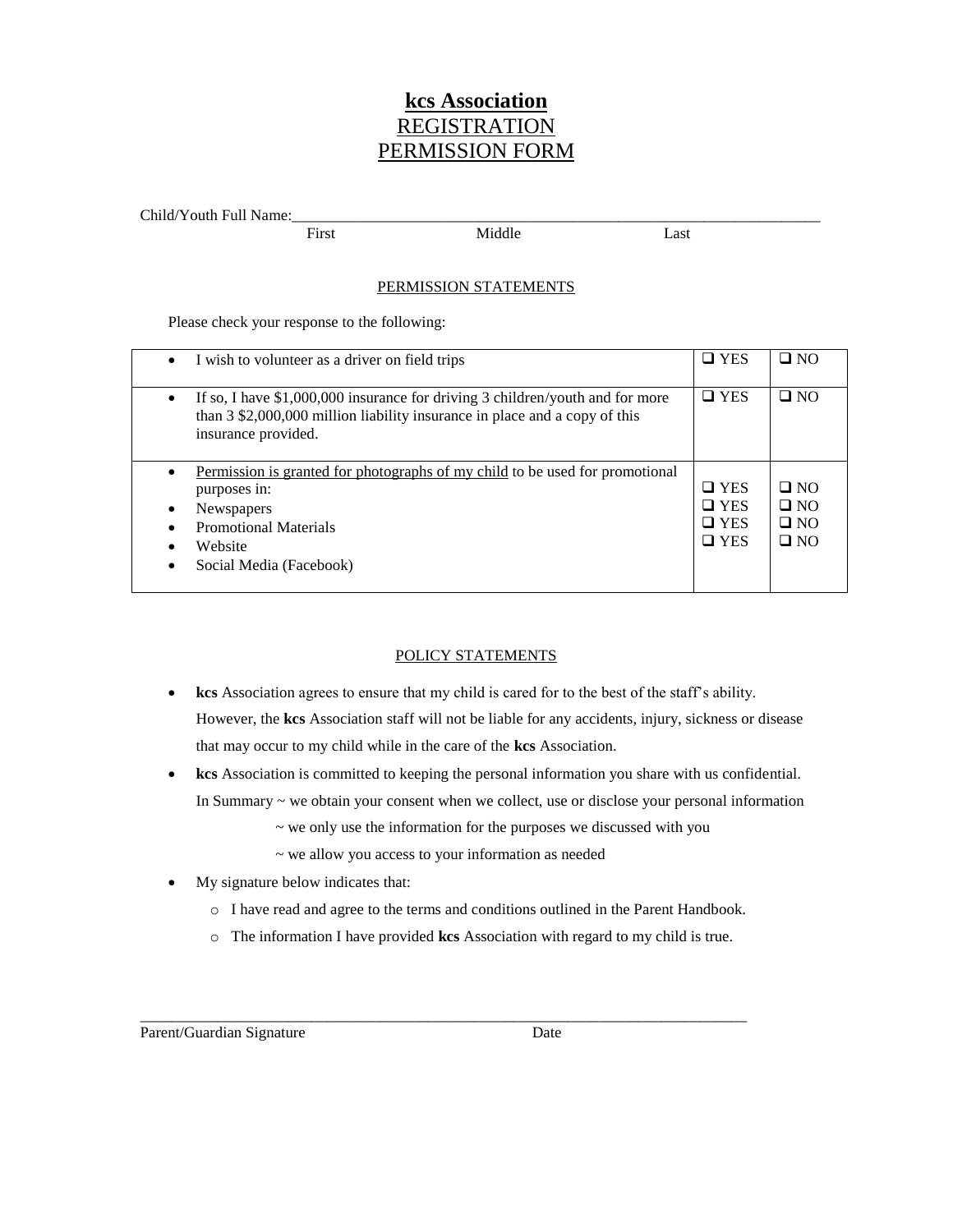# **kcs Association**
## REGISTRATION
## PERMISSION FORM

Child/Youth Full Name:_______________________________________________
First Middle Last

PERMISSION STATEMENTS

Please check your response to the following:

| | | |
|---|---|---|
| • I wish to volunteer as a driver on field trips | ❑ YES | ❑ NO |
| • If so, I have $1,000,000 insurance for driving 3 children/youth and for more than 3 $2,000,000 million liability insurance in place and a copy of this insurance provided. | ❑ YES | ❑ NO |
| • Permission is granted for photographs of my child to be used for promotional purposes in:<br>• Newspapers<br>• Promotional Materials<br>• Website<br>• Social Media (Facebook) | ❑ YES<br>❑ YES<br>❑ YES<br>❑ YES | ❑ NO<br>❑ NO<br>❑ NO<br>❑ NO |

POLICY STATEMENTS

- **kcs** Association agrees to ensure that my child is cared for to the best of the staff's ability. However, the **kcs** Association staff will not be liable for any accidents, injury, sickness or disease that may occur to my child while in the care of the **kcs** Association.
- **kcs** Association is committed to keeping the personal information you share with us confidential. In Summary ~ we obtain your consent when we collect, use or disclose your personal information
  ~ we only use the information for the purposes we discussed with you
  ~ we allow you access to your information as needed
- My signature below indicates that:
  - I have read and agree to the terms and conditions outlined in the Parent Handbook.
  - The information I have provided **kcs** Association with regard to my child is true.

_______________________________________________

Parent/Guardian Signature Date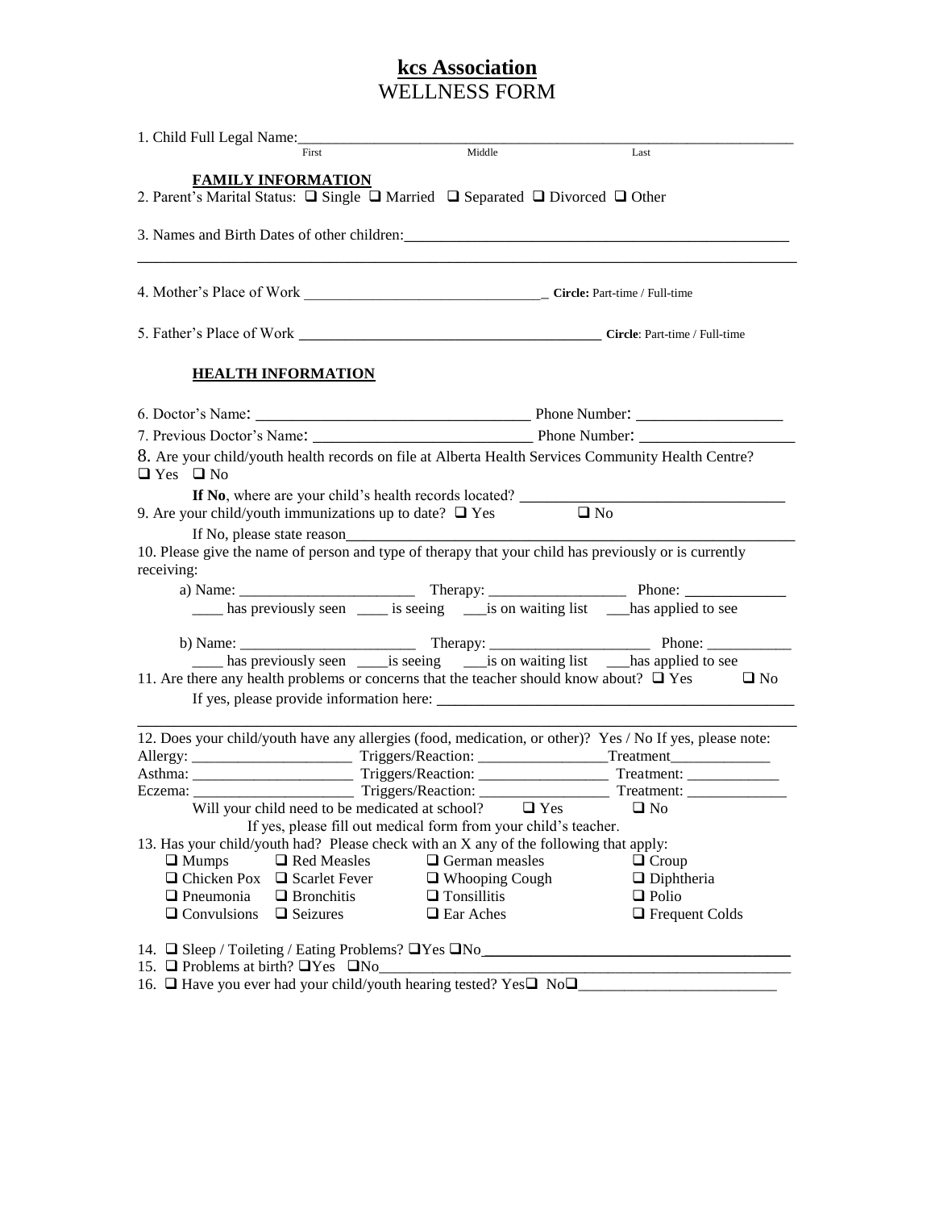# kcs Association
## WELLNESS FORM

1. Child Full Legal Name:________________________________________________________________
First Middle Last

**FAMILY INFORMATION**

2. Parent's Marital Status: ❑ Single ❑ Married ❑ Separated ❑ Divorced ❑ Other

3. Names and Birth Dates of other children:_______________________________________________

_____________________________________________________________________________________

4. Mother's Place of Work ________________________________ **Circle:** Part-time / Full-time

5. Father's Place of Work ________________________________ **Circle**: Part-time / Full-time

**HEALTH INFORMATION**

6. Doctor's Name: ________________________________ Phone Number: __________________

7. Previous Doctor's Name: ____________________________ Phone Number: __________________

8. Are your child/youth health records on file at Alberta Health Services Community Health Centre?
❑ Yes ❑ No

**If No**, where are your child's health records located? ________________________________

9. Are your child/youth immunizations up to date? ❑ Yes ❑ No

If No, please state reason_____________________________________________________________

10. Please give the name of person and type of therapy that your child has previously or is currently receiving:

a) Name: _______________________ Therapy: __________________ Phone: _____________

____ has previously seen ____ is seeing ___is on waiting list ___has applied to see

b) Name: _______________________ Therapy: _____________________ Phone: ___________

____ has previously seen ____is seeing ___is on waiting list ___has applied to see

11. Are there any health problems or concerns that the teacher should know about? ❑ Yes ❑ No

If yes, please provide information here: _______________________________________________

_____________________________________________________________________________________

12. Does your child/youth have any allergies (food, medication, or other)? Yes / No If yes, please note:

Allergy: _____________________ Triggers/Reaction: ________________Treatment_____________

Asthma: _____________________ Triggers/Reaction: ________________ Treatment: ____________

Eczema: _____________________ Triggers/Reaction: ________________ Treatment: _____________

Will your child need to be medicated at school? ❑ Yes ❑ No

If yes, please fill out medical form from your child's teacher.

13. Has your child/youth had? Please check with an X any of the following that apply:

| | | | |
|---|---|---|---|
| ❑ Mumps | ❑ Red Measles | ❑ German measles | ❑ Croup |
| ❑ Chicken Pox | ❑ Scarlet Fever | ❑ Whooping Cough | ❑ Diphtheria |
| ❑ Pneumonia | ❑ Bronchitis | ❑ Tonsillitis | ❑ Polio |
| ❑ Convulsions | ❑ Seizures | ❑ Ear Aches | ❑ Frequent Colds |

14. ❑ Sleep / Toileting / Eating Problems? ❑Yes ❑No_______________________________________

15. ❑ Problems at birth? ❑Yes ❑No______________________________________________________

16. ❑ Have you ever had your child/youth hearing tested? Yes❑ No❑_________________________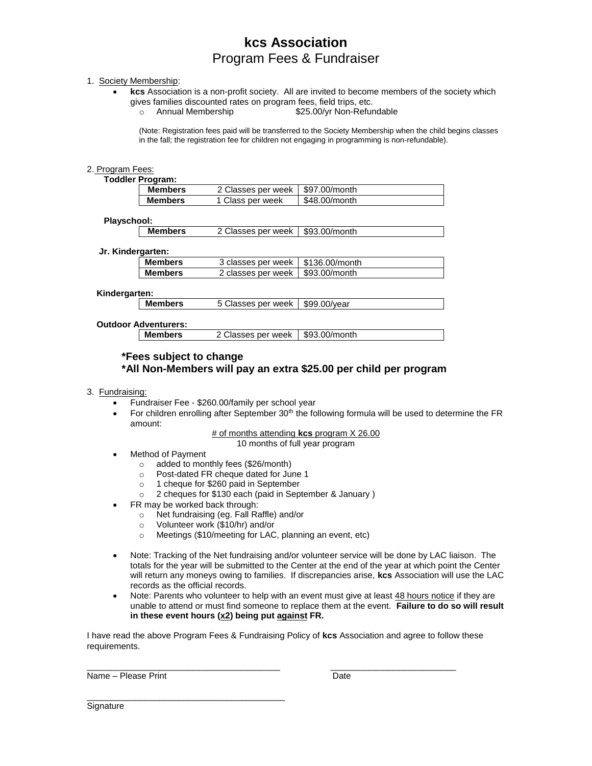# kcs Association
## Program Fees & Fundraiser

1. Society Membership:
   - **kcs** Association is a non-profit society. All are invited to become members of the society which gives families discounted rates on program fees, field trips, etc.
     - Annual Membership $25.00/yr Non-Refundable

   (Note: Registration fees paid will be transferred to the Society Membership when the child begins classes in the fall; the registration fee for children not engaging in programming is non-refundable).

2. Program Fees:

**Toddler Program:**

| | | |
|---|---|---|
| **Members** | 2 Classes per week | $97.00/month |
| **Members** | 1 Class per week | $48.00/month |

**Playschool:**

| | | |
|---|---|---|
| **Members** | 2 Classes per week | $93.00/month |

**Jr. Kindergarten:**

| | | |
|---|---|---|
| **Members** | 3 classes per week | $136.00/month |
| **Members** | 2 classes per week | $93.00/month |

**Kindergarten:**

| | | |
|---|---|---|
| **Members** | 5 Classes per week | $99.00/year |

**Outdoor Adventurers:**

| | | |
|---|---|---|
| **Members** | 2 Classes per week | $93.00/month |

**\*Fees subject to change**
**\*All Non-Members will pay an extra $25.00 per child per program**

3. Fundraising:
   - Fundraiser Fee - $260.00/family per school year
   - For children enrolling after September 30th the following formula will be used to determine the FR amount:

   $$\frac{\text{\# of months attending kcs program X 26.00}}{\text{10 months of full year program}}$$

   - Method of Payment
     - added to monthly fees ($26/month)
     - Post-dated FR cheque dated for June 1
     - 1 cheque for $260 paid in September
     - 2 cheques for $130 each (paid in September & January )
   - FR may be worked back through:
     - Net fundraising (eg. Fall Raffle) and/or
     - Volunteer work ($10/hr) and/or
     - Meetings ($10/meeting for LAC, planning an event, etc)

   - Note: Tracking of the Net fundraising and/or volunteer service will be done by LAC liaison. The totals for the year will be submitted to the Center at the end of the year at which point the Center will return any moneys owing to families. If discrepancies arise, **kcs** Association will use the LAC records as the official records.
   - Note: Parents who volunteer to help with an event must give at least 48 hours notice if they are unable to attend or must find someone to replace them at the event. **Failure to do so will result in these event hours (x2) being put against FR.**

I have read the above Program Fees & Fundraising Policy of **kcs** Association and agree to follow these requirements.

\_\_\_\_\_\_\_\_\_\_\_\_\_\_\_\_\_\_\_\_\_\_\_\_\_\_\_\_\_\_\_\_\_\_ \_\_\_\_\_\_\_\_\_\_\_\_\_\_\_\_\_\_\_\_\_\_\_\_
Name – Please Print Date

\_\_\_\_\_\_\_\_\_\_\_\_\_\_\_\_\_\_\_\_\_\_\_\_\_\_\_\_\_\_\_\_\_\_
Signature